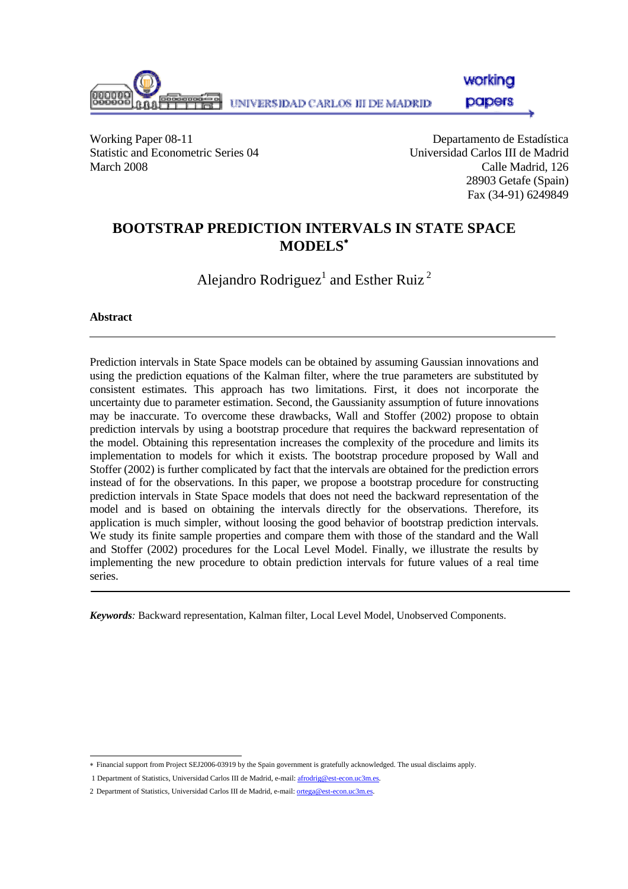UNIVERSIDAD CARLOS III DE MADRID

working papers

Working Paper 08-11
Statistic and Econometric Series 04
March 2008

Departamento de Estadística
Universidad Carlos III de Madrid
Calle Madrid, 126
28903 Getafe (Spain)
Fax (34-91) 6249849

# BOOTSTRAP PREDICTION INTERVALS IN STATE SPACE MODELS[*]

Alejandro Rodriguez[1] and Esther Ruiz [2]

**Abstract**

---

Prediction intervals in State Space models can be obtained by assuming Gaussian innovations and using the prediction equations of the Kalman filter, where the true parameters are substituted by consistent estimates. This approach has two limitations. First, it does not incorporate the uncertainty due to parameter estimation. Second, the Gaussianity assumption of future innovations may be inaccurate. To overcome these drawbacks, Wall and Stoffer (2002) propose to obtain prediction intervals by using a bootstrap procedure that requires the backward representation of the model. Obtaining this representation increases the complexity of the procedure and limits its implementation to models for which it exists. The bootstrap procedure proposed by Wall and Stoffer (2002) is further complicated by fact that the intervals are obtained for the prediction errors instead of for the observations. In this paper, we propose a bootstrap procedure for constructing prediction intervals in State Space models that does not need the backward representation of the model and is based on obtaining the intervals directly for the observations. Therefore, its application is much simpler, without loosing the good behavior of bootstrap prediction intervals. We study its finite sample properties and compare them with those of the standard and the Wall and Stoffer (2002) procedures for the Local Level Model. Finally, we illustrate the results by implementing the new procedure to obtain prediction intervals for future values of a real time series.

---

***Keywords**:* Backward representation, Kalman filter, Local Level Model, Unobserved Components.

---

[*] Financial support from Project SEJ2006-03919 by the Spain government is gratefully acknowledged. The usual disclaims apply.

1 Department of Statistics, Universidad Carlos III de Madrid, e-mail: afrodrig@est-econ.uc3m.es.

2 Department of Statistics, Universidad Carlos III de Madrid, e-mail: ortega@est-econ.uc3m.es.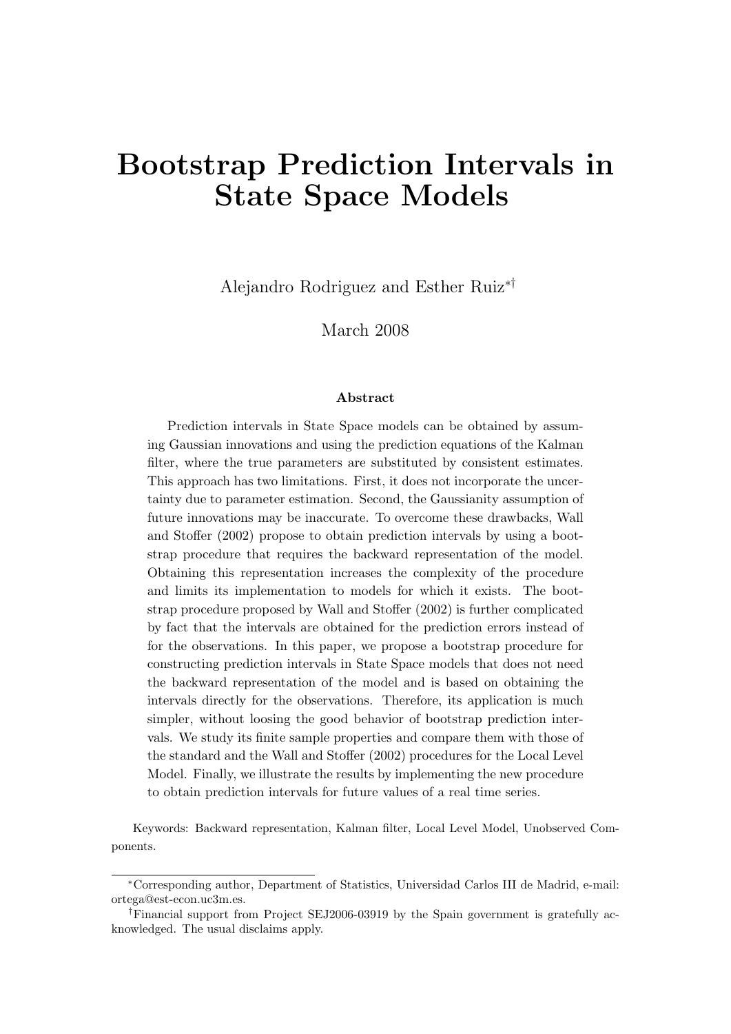# Bootstrap Prediction Intervals in State Space Models

Alejandro Rodriguez and Esther Ruiz[*][†]

March 2008

### Abstract

Prediction intervals in State Space models can be obtained by assuming Gaussian innovations and using the prediction equations of the Kalman filter, where the true parameters are substituted by consistent estimates. This approach has two limitations. First, it does not incorporate the uncertainty due to parameter estimation. Second, the Gaussianity assumption of future innovations may be inaccurate. To overcome these drawbacks, Wall and Stoffer (2002) propose to obtain prediction intervals by using a bootstrap procedure that requires the backward representation of the model. Obtaining this representation increases the complexity of the procedure and limits its implementation to models for which it exists. The bootstrap procedure proposed by Wall and Stoffer (2002) is further complicated by fact that the intervals are obtained for the prediction errors instead of for the observations. In this paper, we propose a bootstrap procedure for constructing prediction intervals in State Space models that does not need the backward representation of the model and is based on obtaining the intervals directly for the observations. Therefore, its application is much simpler, without loosing the good behavior of bootstrap prediction intervals. We study its finite sample properties and compare them with those of the standard and the Wall and Stoffer (2002) procedures for the Local Level Model. Finally, we illustrate the results by implementing the new procedure to obtain prediction intervals for future values of a real time series.

Keywords: Backward representation, Kalman filter, Local Level Model, Unobserved Components.

---

[*] Corresponding author, Department of Statistics, Universidad Carlos III de Madrid, e-mail: ortega@est-econ.uc3m.es.

[†] Financial support from Project SEJ2006-03919 by the Spain government is gratefully acknowledged. The usual disclaims apply.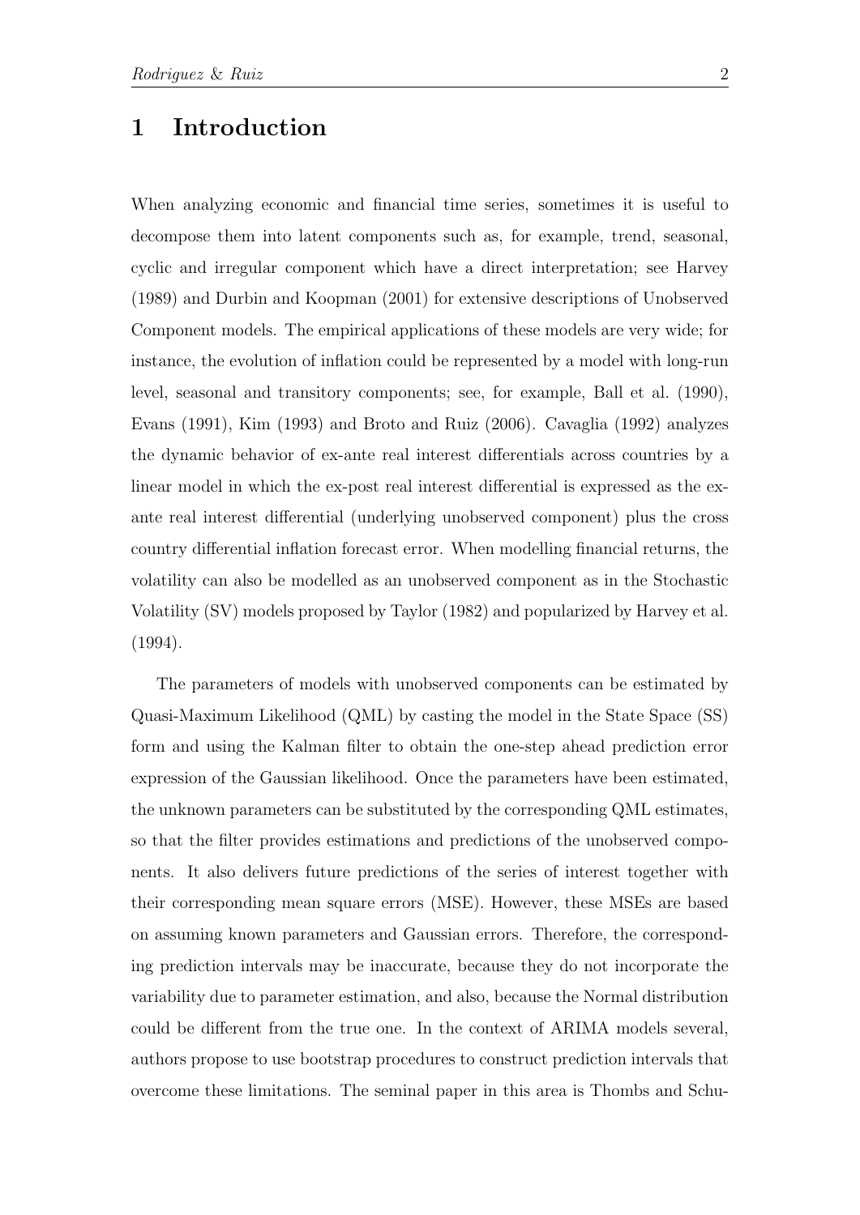# 1 Introduction

When analyzing economic and financial time series, sometimes it is useful to decompose them into latent components such as, for example, trend, seasonal, cyclic and irregular component which have a direct interpretation; see Harvey (1989) and Durbin and Koopman (2001) for extensive descriptions of Unobserved Component models. The empirical applications of these models are very wide; for instance, the evolution of inflation could be represented by a model with long-run level, seasonal and transitory components; see, for example, Ball et al. (1990), Evans (1991), Kim (1993) and Broto and Ruiz (2006). Cavaglia (1992) analyzes the dynamic behavior of ex-ante real interest differentials across countries by a linear model in which the ex-post real interest differential is expressed as the ex-ante real interest differential (underlying unobserved component) plus the cross country differential inflation forecast error. When modelling financial returns, the volatility can also be modelled as an unobserved component as in the Stochastic Volatility (SV) models proposed by Taylor (1982) and popularized by Harvey et al. (1994).

The parameters of models with unobserved components can be estimated by Quasi-Maximum Likelihood (QML) by casting the model in the State Space (SS) form and using the Kalman filter to obtain the one-step ahead prediction error expression of the Gaussian likelihood. Once the parameters have been estimated, the unknown parameters can be substituted by the corresponding QML estimates, so that the filter provides estimations and predictions of the unobserved components. It also delivers future predictions of the series of interest together with their corresponding mean square errors (MSE). However, these MSEs are based on assuming known parameters and Gaussian errors. Therefore, the corresponding prediction intervals may be inaccurate, because they do not incorporate the variability due to parameter estimation, and also, because the Normal distribution could be different from the true one. In the context of ARIMA models several, authors propose to use bootstrap procedures to construct prediction intervals that overcome these limitations. The seminal paper in this area is Thombs and Schu-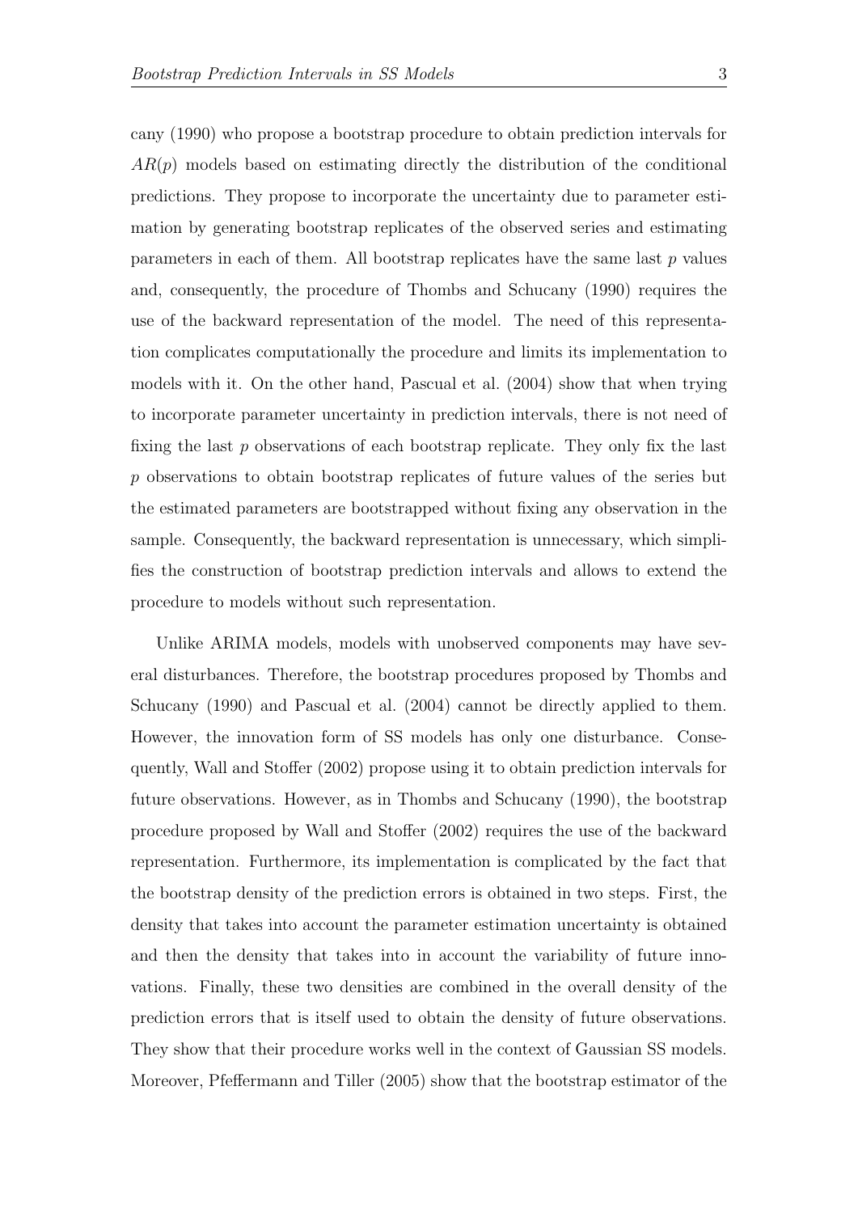cany (1990) who propose a bootstrap procedure to obtain prediction intervals for $AR(p)$ models based on estimating directly the distribution of the conditional predictions. They propose to incorporate the uncertainty due to parameter estimation by generating bootstrap replicates of the observed series and estimating parameters in each of them. All bootstrap replicates have the same last $p$ values and, consequently, the procedure of Thombs and Schucany (1990) requires the use of the backward representation of the model. The need of this representation complicates computationally the procedure and limits its implementation to models with it. On the other hand, Pascual et al. (2004) show that when trying to incorporate parameter uncertainty in prediction intervals, there is not need of fixing the last $p$ observations of each bootstrap replicate. They only fix the last $p$ observations to obtain bootstrap replicates of future values of the series but the estimated parameters are bootstrapped without fixing any observation in the sample. Consequently, the backward representation is unnecessary, which simplifies the construction of bootstrap prediction intervals and allows to extend the procedure to models without such representation.

Unlike ARIMA models, models with unobserved components may have several disturbances. Therefore, the bootstrap procedures proposed by Thombs and Schucany (1990) and Pascual et al. (2004) cannot be directly applied to them. However, the innovation form of SS models has only one disturbance. Consequently, Wall and Stoffer (2002) propose using it to obtain prediction intervals for future observations. However, as in Thombs and Schucany (1990), the bootstrap procedure proposed by Wall and Stoffer (2002) requires the use of the backward representation. Furthermore, its implementation is complicated by the fact that the bootstrap density of the prediction errors is obtained in two steps. First, the density that takes into account the parameter estimation uncertainty is obtained and then the density that takes into in account the variability of future innovations. Finally, these two densities are combined in the overall density of the prediction errors that is itself used to obtain the density of future observations. They show that their procedure works well in the context of Gaussian SS models. Moreover, Pfeffermann and Tiller (2005) show that the bootstrap estimator of the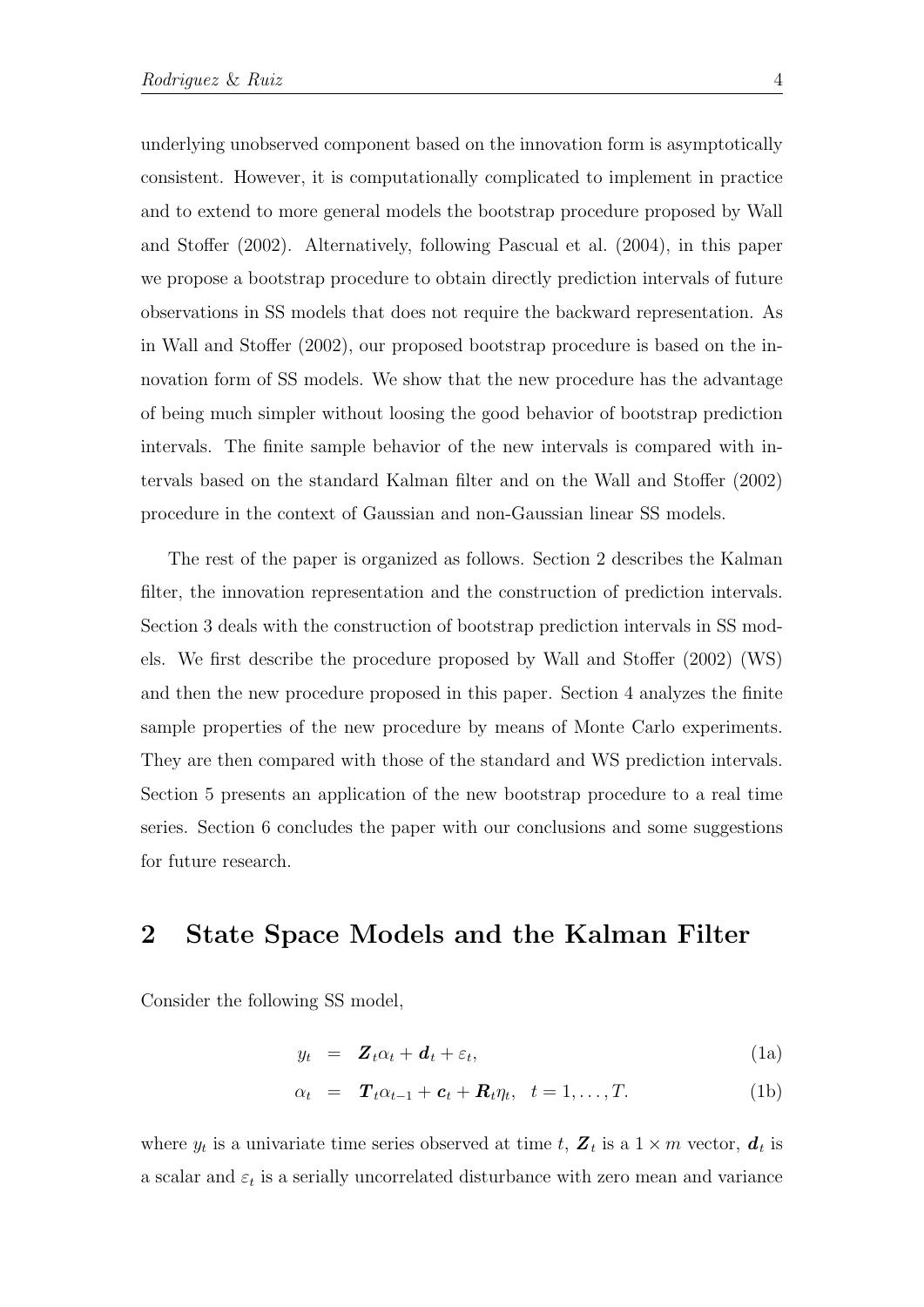underlying unobserved component based on the innovation form is asymptotically consistent. However, it is computationally complicated to implement in practice and to extend to more general models the bootstrap procedure proposed by Wall and Stoffer (2002). Alternatively, following Pascual et al. (2004), in this paper we propose a bootstrap procedure to obtain directly prediction intervals of future observations in SS models that does not require the backward representation. As in Wall and Stoffer (2002), our proposed bootstrap procedure is based on the innovation form of SS models. We show that the new procedure has the advantage of being much simpler without loosing the good behavior of bootstrap prediction intervals. The finite sample behavior of the new intervals is compared with intervals based on the standard Kalman filter and on the Wall and Stoffer (2002) procedure in the context of Gaussian and non-Gaussian linear SS models.

The rest of the paper is organized as follows. Section 2 describes the Kalman filter, the innovation representation and the construction of prediction intervals. Section 3 deals with the construction of bootstrap prediction intervals in SS models. We first describe the procedure proposed by Wall and Stoffer (2002) (WS) and then the new procedure proposed in this paper. Section 4 analyzes the finite sample properties of the new procedure by means of Monte Carlo experiments. They are then compared with those of the standard and WS prediction intervals. Section 5 presents an application of the new bootstrap procedure to a real time series. Section 6 concludes the paper with our conclusions and some suggestions for future research.

## 2 State Space Models and the Kalman Filter

Consider the following SS model,

$$y_t = \boldsymbol{Z}_t \alpha_t + \boldsymbol{d}_t + \varepsilon_t, \tag{1a}$$

$$\alpha_t = \boldsymbol{T}_t \alpha_{t-1} + \boldsymbol{c}_t + \boldsymbol{R}_t \eta_t, \quad t = 1, \ldots, T. \tag{1b}$$

where $y_t$ is a univariate time series observed at time $t$, $\boldsymbol{Z}_t$ is a $1 \times m$ vector, $\boldsymbol{d}_t$ is a scalar and $\varepsilon_t$ is a serially uncorrelated disturbance with zero mean and variance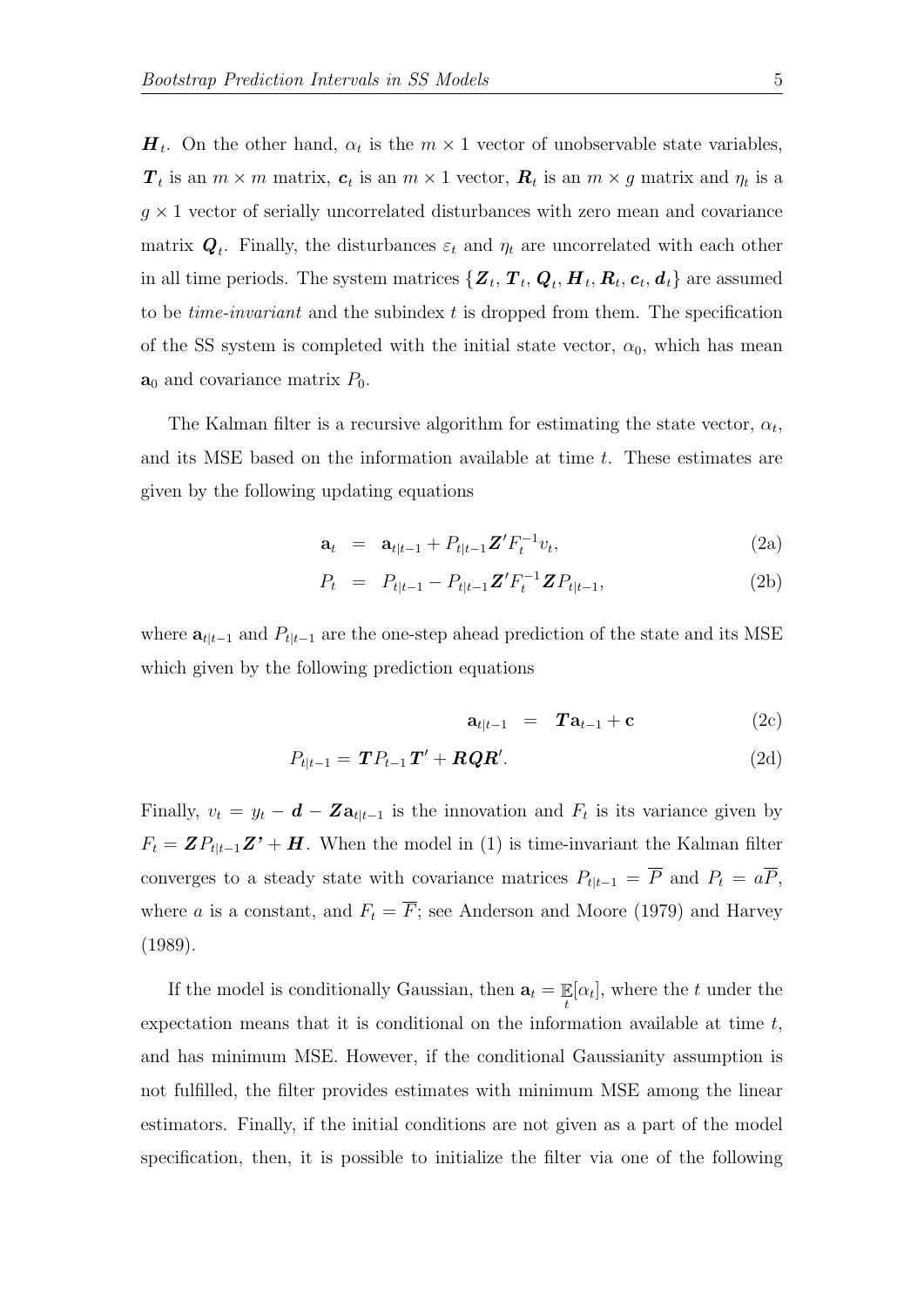$\boldsymbol{H}_t$. On the other hand, $\alpha_t$ is the $m \times 1$ vector of unobservable state variables, $\boldsymbol{T}_t$ is an $m \times m$ matrix, $\boldsymbol{c}_t$ is an $m \times 1$ vector, $\boldsymbol{R}_t$ is an $m \times g$ matrix and $\eta_t$ is a $g \times 1$ vector of serially uncorrelated disturbances with zero mean and covariance matrix $\boldsymbol{Q}_t$. Finally, the disturbances $\varepsilon_t$ and $\eta_t$ are uncorrelated with each other in all time periods. The system matrices $\{\boldsymbol{Z}_t, \boldsymbol{T}_t, \boldsymbol{Q}_t, \boldsymbol{H}_t, \boldsymbol{R}_t, \boldsymbol{c}_t, \boldsymbol{d}_t\}$ are assumed to be *time-invariant* and the subindex $t$ is dropped from them. The specification of the SS system is completed with the initial state vector, $\alpha_0$, which has mean $\mathbf{a}_0$ and covariance matrix $P_0$.

The Kalman filter is a recursive algorithm for estimating the state vector, $\alpha_t$, and its MSE based on the information available at time $t$. These estimates are given by the following updating equations

$$\mathbf{a}_t = \mathbf{a}_{t|t-1} + P_{t|t-1}\boldsymbol{Z}'F_t^{-1}v_t, \tag{2a}$$

$$P_t = P_{t|t-1} - P_{t|t-1}\boldsymbol{Z}'F_t^{-1}\boldsymbol{Z}P_{t|t-1}, \tag{2b}$$

where $\mathbf{a}_{t|t-1}$ and $P_{t|t-1}$ are the one-step ahead prediction of the state and its MSE which given by the following prediction equations

$$\mathbf{a}_{t|t-1} = \boldsymbol{T}\mathbf{a}_{t-1} + \mathbf{c} \tag{2c}$$

$$P_{t|t-1} = \boldsymbol{T}P_{t-1}\boldsymbol{T}' + \boldsymbol{R}\boldsymbol{Q}\boldsymbol{R}'. \tag{2d}$$

Finally, $v_t = y_t - \boldsymbol{d} - \boldsymbol{Z}\mathbf{a}_{t|t-1}$ is the innovation and $F_t$ is its variance given by $F_t = \boldsymbol{Z}P_{t|t-1}\boldsymbol{Z}' + \boldsymbol{H}$. When the model in (1) is time-invariant the Kalman filter converges to a steady state with covariance matrices $P_{t|t-1} = \overline{P}$ and $P_t = a\overline{P}$, where $a$ is a constant, and $F_t = \overline{F}$; see Anderson and Moore (1979) and Harvey (1989).

If the model is conditionally Gaussian, then $\mathbf{a}_t = \underset{t}{\mathbb{E}}[\alpha_t]$, where the $t$ under the expectation means that it is conditional on the information available at time $t$, and has minimum MSE. However, if the conditional Gaussianity assumption is not fulfilled, the filter provides estimates with minimum MSE among the linear estimators. Finally, if the initial conditions are not given as a part of the model specification, then, it is possible to initialize the filter via one of the following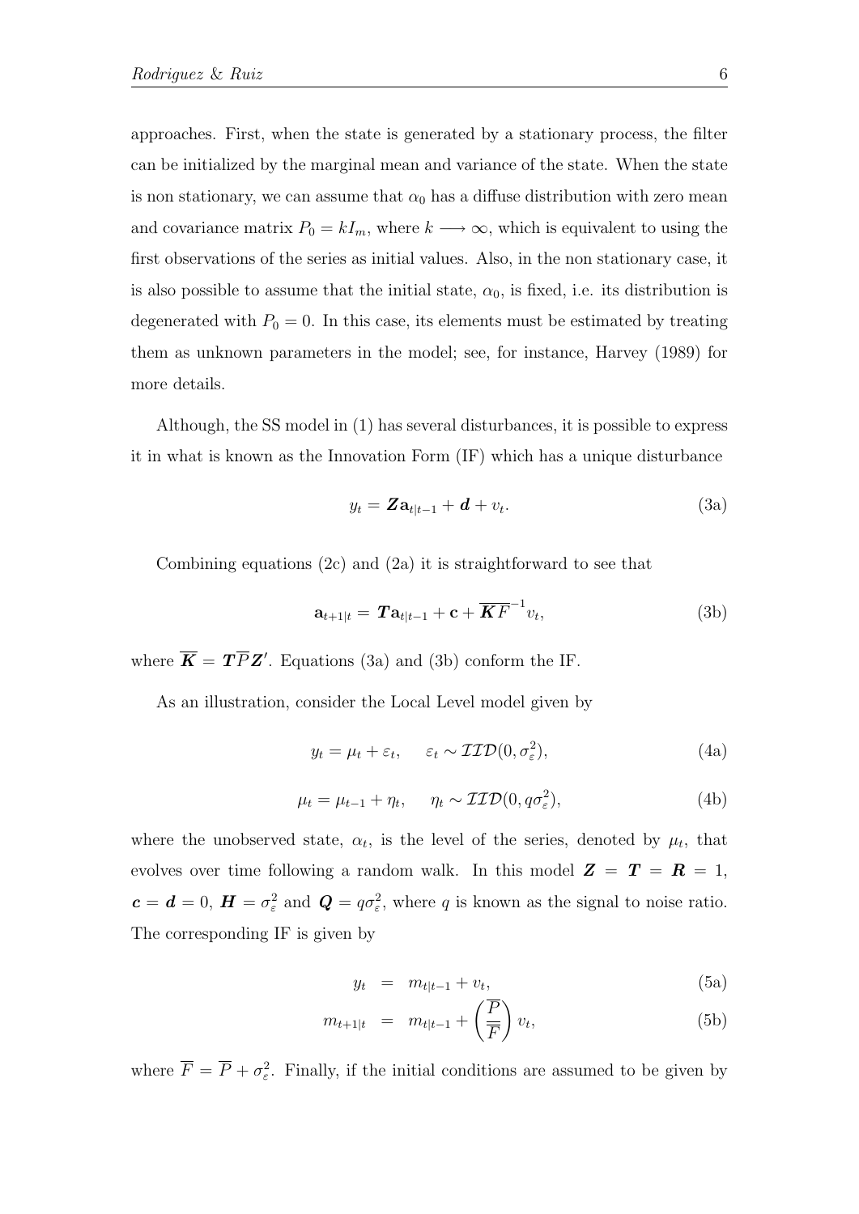approaches. First, when the state is generated by a stationary process, the filter can be initialized by the marginal mean and variance of the state. When the state is non stationary, we can assume that $\alpha_0$ has a diffuse distribution with zero mean and covariance matrix $P_0 = kI_m$, where $k \longrightarrow \infty$, which is equivalent to using the first observations of the series as initial values. Also, in the non stationary case, it is also possible to assume that the initial state, $\alpha_0$, is fixed, i.e. its distribution is degenerated with $P_0 = 0$. In this case, its elements must be estimated by treating them as unknown parameters in the model; see, for instance, Harvey (1989) for more details.

Although, the SS model in (1) has several disturbances, it is possible to express it in what is known as the Innovation Form (IF) which has a unique disturbance

$$y_t = \boldsymbol{Z}\mathbf{a}_{t|t-1} + \boldsymbol{d} + v_t. \tag{3a}$$

Combining equations (2c) and (2a) it is straightforward to see that

$$\mathbf{a}_{t+1|t} = \boldsymbol{T}\mathbf{a}_{t|t-1} + \mathbf{c} + \overline{\boldsymbol{K}F}^{-1}v_t, \tag{3b}$$

where $\overline{\boldsymbol{K}} = \boldsymbol{T}\overline{P}\boldsymbol{Z}'$. Equations (3a) and (3b) conform the IF.

As an illustration, consider the Local Level model given by

$$y_t = \mu_t + \varepsilon_t, \quad \varepsilon_t \sim \mathcal{IID}(0, \sigma_\varepsilon^2), \tag{4a}$$

$$\mu_t = \mu_{t-1} + \eta_t, \quad \eta_t \sim \mathcal{IID}(0, q\sigma_\varepsilon^2), \tag{4b}$$

where the unobserved state, $\alpha_t$, is the level of the series, denoted by $\mu_t$, that evolves over time following a random walk. In this model $\boldsymbol{Z} = \boldsymbol{T} = \boldsymbol{R} = 1$, $\boldsymbol{c} = \boldsymbol{d} = 0$, $\boldsymbol{H} = \sigma_\varepsilon^2$ and $\boldsymbol{Q} = q\sigma_\varepsilon^2$, where $q$ is known as the signal to noise ratio. The corresponding IF is given by

$$y_t = m_{t|t-1} + v_t, \tag{5a}$$

$$m_{t+1|t} = m_{t|t-1} + \left(\frac{\overline{P}}{\overline{F}}\right) v_t, \tag{5b}$$

where $\overline{F} = \overline{P} + \sigma_\varepsilon^2$. Finally, if the initial conditions are assumed to be given by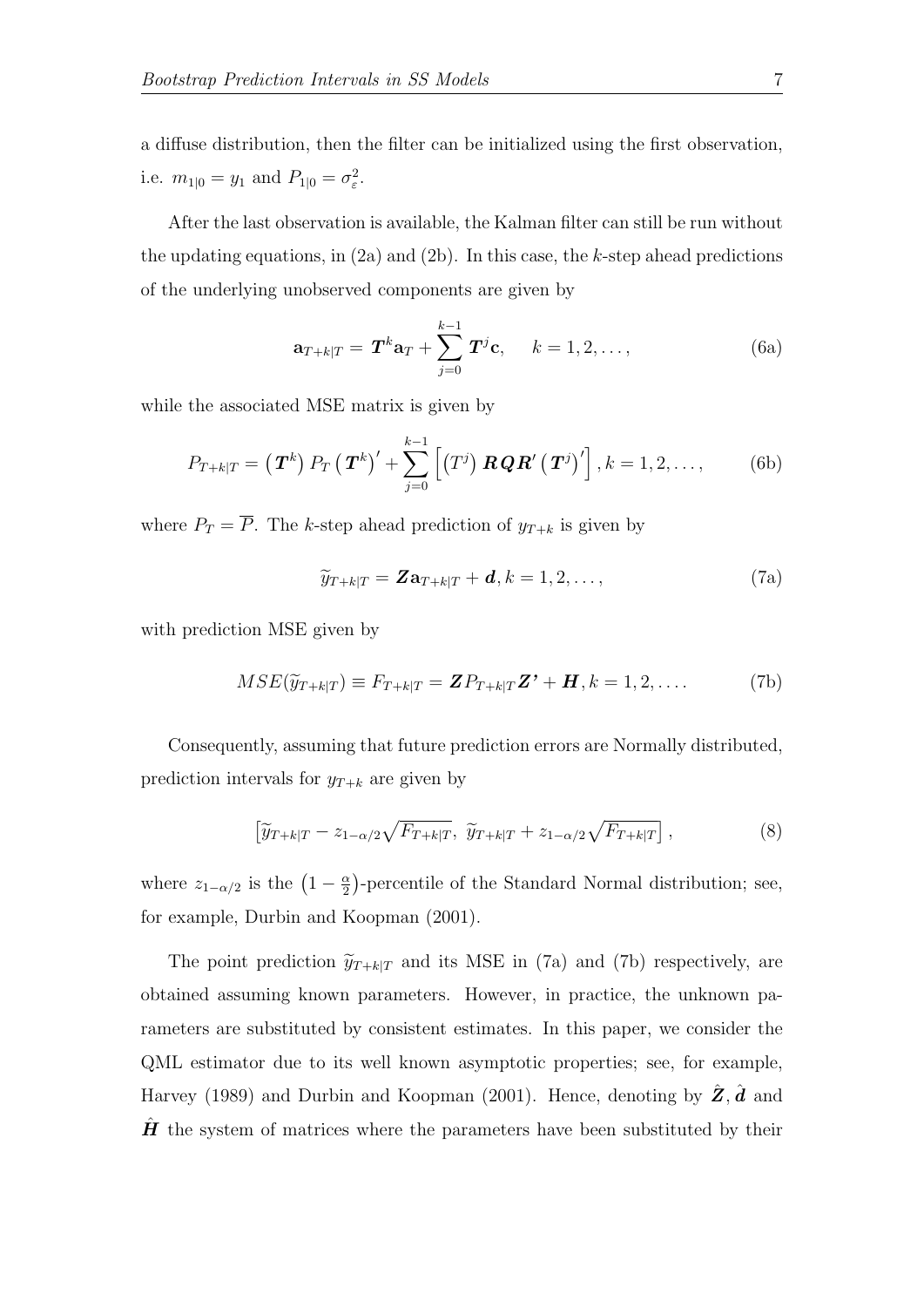a diffuse distribution, then the filter can be initialized using the first observation, i.e. $m_{1|0} = y_1$ and $P_{1|0} = \sigma_\varepsilon^2$.

After the last observation is available, the Kalman filter can still be run without the updating equations, in (2a) and (2b). In this case, the $k$-step ahead predictions of the underlying unobserved components are given by

$$\mathbf{a}_{T+k|T} = \boldsymbol{T}^k \mathbf{a}_T + \sum_{j=0}^{k-1} \boldsymbol{T}^j \mathbf{c}, \quad k = 1, 2, \ldots, \tag{6a}$$

while the associated MSE matrix is given by

$$P_{T+k|T} = \left(\boldsymbol{T}^k\right) P_T \left(\boldsymbol{T}^k\right)' + \sum_{j=0}^{k-1} \left[\left(T^j\right) \boldsymbol{R}\boldsymbol{Q}\boldsymbol{R}' \left(\boldsymbol{T}^j\right)'\right], k = 1, 2, \ldots, \tag{6b}$$

where $P_T = \overline{P}$. The $k$-step ahead prediction of $y_{T+k}$ is given by

$$\widetilde{y}_{T+k|T} = \boldsymbol{Z}\mathbf{a}_{T+k|T} + \boldsymbol{d}, k = 1, 2, \ldots, \tag{7a}$$

with prediction MSE given by

$$MSE(\widetilde{y}_{T+k|T}) \equiv F_{T+k|T} = \boldsymbol{Z} P_{T+k|T} \boldsymbol{Z'} + \boldsymbol{H}, k = 1, 2, \ldots. \tag{7b}$$

Consequently, assuming that future prediction errors are Normally distributed, prediction intervals for $y_{T+k}$ are given by

$$\left[\widetilde{y}_{T+k|T} - z_{1-\alpha/2}\sqrt{F_{T+k|T}},\ \widetilde{y}_{T+k|T} + z_{1-\alpha/2}\sqrt{F_{T+k|T}}\right], \tag{8}$$

where $z_{1-\alpha/2}$ is the $\left(1 - \frac{\alpha}{2}\right)$-percentile of the Standard Normal distribution; see, for example, Durbin and Koopman (2001).

The point prediction $\widetilde{y}_{T+k|T}$ and its MSE in (7a) and (7b) respectively, are obtained assuming known parameters. However, in practice, the unknown parameters are substituted by consistent estimates. In this paper, we consider the QML estimator due to its well known asymptotic properties; see, for example, Harvey (1989) and Durbin and Koopman (2001). Hence, denoting by $\hat{\boldsymbol{Z}}, \hat{\boldsymbol{d}}$ and $\hat{\boldsymbol{H}}$ the system of matrices where the parameters have been substituted by their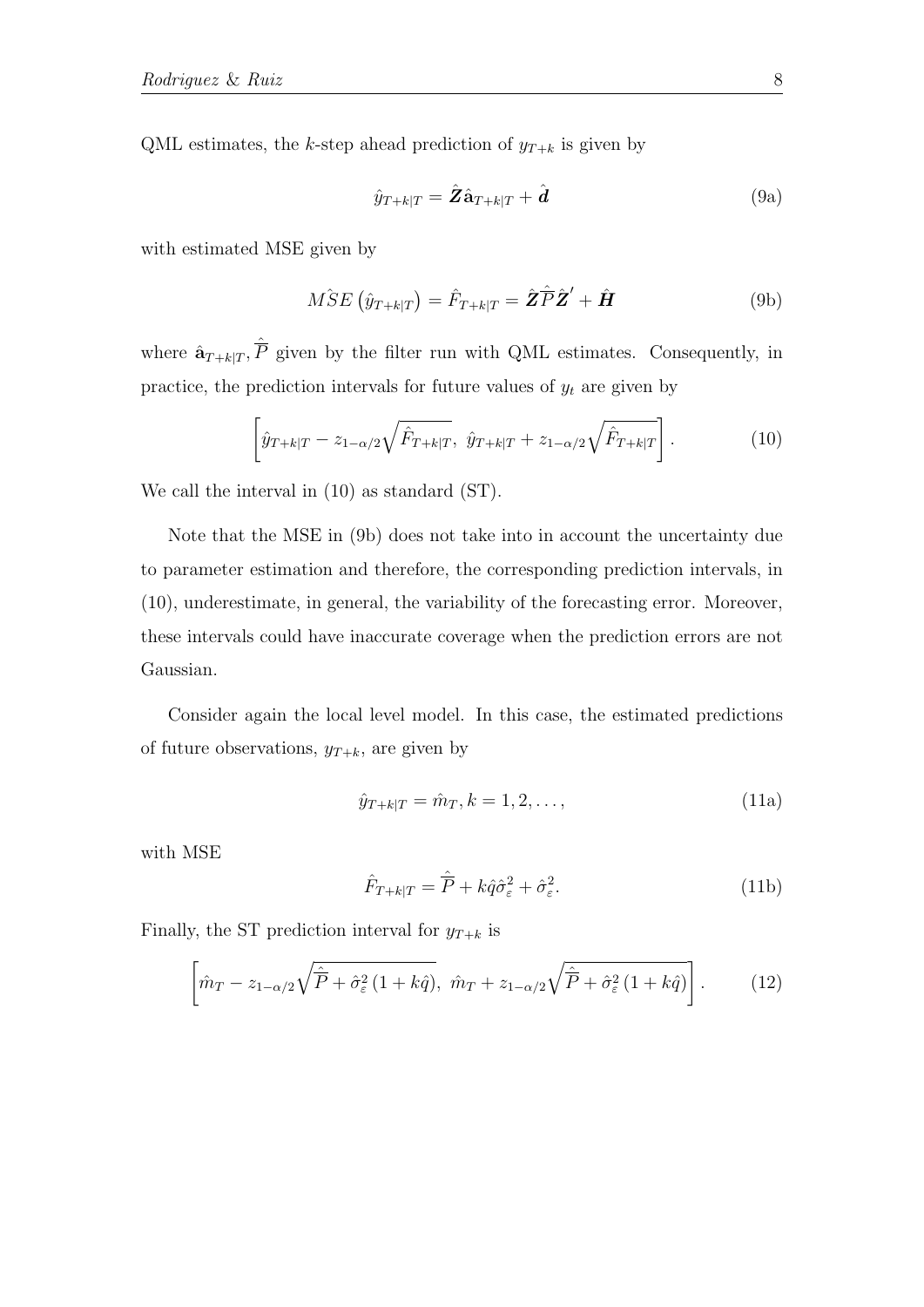QML estimates, the $k$-step ahead prediction of $y_{T+k}$ is given by

$$\hat{y}_{T+k|T} = \hat{\boldsymbol{Z}}\hat{\mathbf{a}}_{T+k|T} + \hat{\boldsymbol{d}} \tag{9a}$$

with estimated MSE given by

$$M\hat{S}E\left(\hat{y}_{T+k|T}\right) = \hat{F}_{T+k|T} = \hat{\boldsymbol{Z}}\hat{\overline{P}}\hat{\boldsymbol{Z}}' + \hat{\boldsymbol{H}} \tag{9b}$$

where $\hat{\mathbf{a}}_{T+k|T}, \hat{\overline{P}}$ given by the filter run with QML estimates. Consequently, in practice, the prediction intervals for future values of $y_t$ are given by

$$\left[\hat{y}_{T+k|T} - z_{1-\alpha/2}\sqrt{\hat{F}_{T+k|T}},\ \hat{y}_{T+k|T} + z_{1-\alpha/2}\sqrt{\hat{F}_{T+k|T}}\right]. \tag{10}$$

We call the interval in (10) as standard (ST).

Note that the MSE in (9b) does not take into in account the uncertainty due to parameter estimation and therefore, the corresponding prediction intervals, in (10), underestimate, in general, the variability of the forecasting error. Moreover, these intervals could have inaccurate coverage when the prediction errors are not Gaussian.

Consider again the local level model. In this case, the estimated predictions of future observations, $y_{T+k}$, are given by

$$\hat{y}_{T+k|T} = \hat{m}_T, k = 1, 2, \ldots, \tag{11a}$$

with MSE

$$\hat{F}_{T+k|T} = \hat{\overline{P}} + k\hat{q}\hat{\sigma}_{\varepsilon}^2 + \hat{\sigma}_{\varepsilon}^2. \tag{11b}$$

Finally, the ST prediction interval for $y_{T+k}$ is

$$\left[\hat{m}_T - z_{1-\alpha/2}\sqrt{\hat{\overline{P}} + \hat{\sigma}_{\varepsilon}^2\left(1 + k\hat{q}\right)},\ \hat{m}_T + z_{1-\alpha/2}\sqrt{\hat{\overline{P}} + \hat{\sigma}_{\varepsilon}^2\left(1 + k\hat{q}\right)}\right]. \tag{12}$$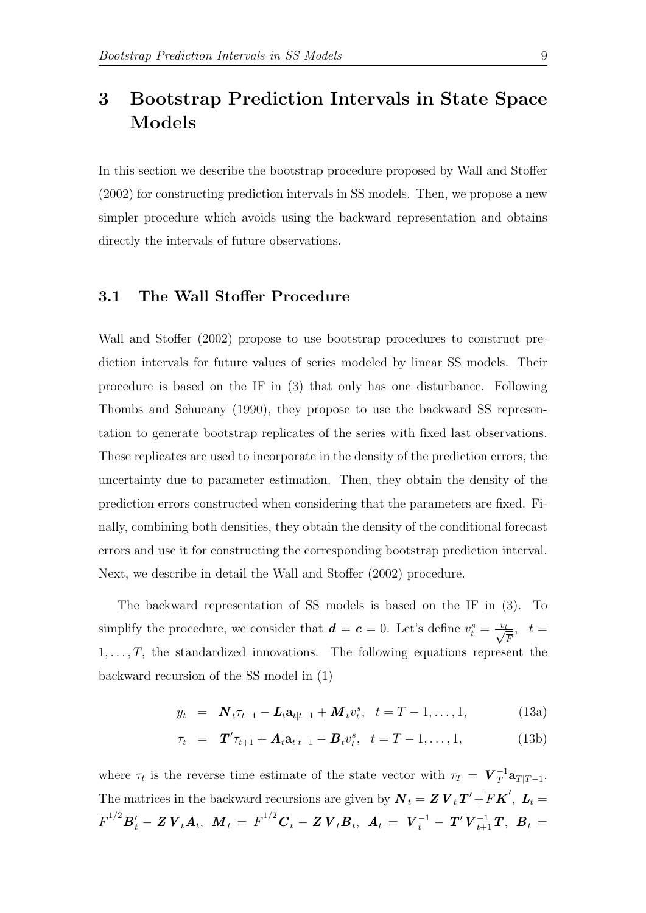# 3 Bootstrap Prediction Intervals in State Space Models

In this section we describe the bootstrap procedure proposed by Wall and Stoffer (2002) for constructing prediction intervals in SS models. Then, we propose a new simpler procedure which avoids using the backward representation and obtains directly the intervals of future observations.

## 3.1 The Wall Stoffer Procedure

Wall and Stoffer (2002) propose to use bootstrap procedures to construct prediction intervals for future values of series modeled by linear SS models. Their procedure is based on the IF in (3) that only has one disturbance. Following Thombs and Schucany (1990), they propose to use the backward SS representation to generate bootstrap replicates of the series with fixed last observations. These replicates are used to incorporate in the density of the prediction errors, the uncertainty due to parameter estimation. Then, they obtain the density of the prediction errors constructed when considering that the parameters are fixed. Finally, combining both densities, they obtain the density of the conditional forecast errors and use it for constructing the corresponding bootstrap prediction interval. Next, we describe in detail the Wall and Stoffer (2002) procedure.

The backward representation of SS models is based on the IF in (3). To simplify the procedure, we consider that $\boldsymbol{d} = \boldsymbol{c} = 0$. Let's define $v_t^s = \frac{v_t}{\sqrt{\overline{F}}}$, $t = 1, \ldots, T$, the standardized innovations. The following equations represent the backward recursion of the SS model in (1)

$$
\begin{aligned}
y_t &= \boldsymbol{N}_t \tau_{t+1} - \boldsymbol{L}_t \mathbf{a}_{t|t-1} + \boldsymbol{M}_t v_t^s, \quad t = T-1, \ldots, 1, &\text{(13a)}\\
\tau_t &= \boldsymbol{T}' \tau_{t+1} + \boldsymbol{A}_t \mathbf{a}_{t|t-1} - \boldsymbol{B}_t v_t^s, \quad t = T-1, \ldots, 1, &\text{(13b)}
\end{aligned}
$$

where $\tau_t$ is the reverse time estimate of the state vector with $\tau_T = \boldsymbol{V}_T^{-1} \mathbf{a}_{T|T-1}$. The matrices in the backward recursions are given by $\boldsymbol{N}_t = \boldsymbol{Z}\,\boldsymbol{V}_t \boldsymbol{T}' + \overline{F}\overline{\boldsymbol{K}}'$, $\boldsymbol{L}_t = \overline{F}^{1/2} \boldsymbol{B}_t' - \boldsymbol{Z}\,\boldsymbol{V}_t \boldsymbol{A}_t$, $\boldsymbol{M}_t = \overline{F}^{1/2} \boldsymbol{C}_t - \boldsymbol{Z}\,\boldsymbol{V}_t \boldsymbol{B}_t$, $\boldsymbol{A}_t = \boldsymbol{V}_t^{-1} - \boldsymbol{T}' \boldsymbol{V}_{t+1}^{-1} \boldsymbol{T}$, $\boldsymbol{B}_t =$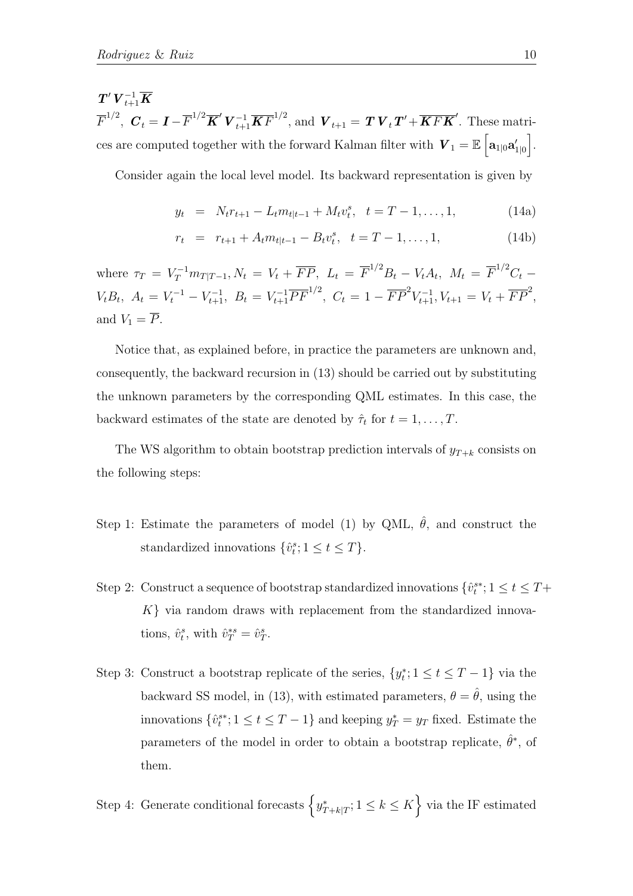$\boldsymbol{T}' \boldsymbol{V}_{t+1}^{-1} \overline{\boldsymbol{K}}$

$\overline{F}^{1/2}$, $\boldsymbol{C}_t = \boldsymbol{I} - \overline{F}^{1/2} \overline{\boldsymbol{K}}' \boldsymbol{V}_{t+1}^{-1} \overline{\boldsymbol{K}} \overline{F}^{1/2}$, and $\boldsymbol{V}_{t+1} = \boldsymbol{T} \boldsymbol{V}_t \boldsymbol{T}' + \overline{\boldsymbol{K}} \overline{F} \overline{\boldsymbol{K}}'$. These matrices are computed together with the forward Kalman filter with $\boldsymbol{V}_1 = \mathbb{E}\left[\mathbf{a}_{1|0}\mathbf{a}_{1|0}'\right]$.

Consider again the local level model. Its backward representation is given by

$$
\begin{aligned}
y_t &= N_t r_{t+1} - L_t m_{t|t-1} + M_t v_t^s, \quad t = T-1, \ldots, 1, &\text{(14a)}\\
r_t &= r_{t+1} + A_t m_{t|t-1} - B_t v_t^s, \quad t = T-1, \ldots, 1, &\text{(14b)}
\end{aligned}
$$

where $\tau_T = V_T^{-1} m_{T|T-1}, N_t = V_t + \overline{FP},\ L_t = \overline{F}^{1/2} B_t - V_t A_t,\ M_t = \overline{F}^{1/2} C_t - V_t B_t,\ A_t = V_t^{-1} - V_{t+1}^{-1},\ B_t = V_{t+1}^{-1} \overline{PF}^{1/2},\ C_t = 1 - \overline{FP}^2 V_{t+1}^{-1}, V_{t+1} = V_t + \overline{FP}^2$, and $V_1 = \overline{P}$.

Notice that, as explained before, in practice the parameters are unknown and, consequently, the backward recursion in (13) should be carried out by substituting the unknown parameters by the corresponding QML estimates. In this case, the backward estimates of the state are denoted by $\hat{\tau}_t$ for $t = 1, \ldots, T$.

The WS algorithm to obtain bootstrap prediction intervals of $y_{T+k}$ consists on the following steps:

Step 1: Estimate the parameters of model (1) by QML, $\hat{\theta}$, and construct the standardized innovations $\{\hat{v}_t^s; 1 \leq t \leq T\}$.

Step 2: Construct a sequence of bootstrap standardized innovations $\{\hat{v}_t^{s*}; 1 \leq t \leq T + K\}$ via random draws with replacement from the standardized innovations, $\hat{v}_t^s$, with $\hat{v}_T^{*s} = \hat{v}_T^s$.

Step 3: Construct a bootstrap replicate of the series, $\{y_t^*; 1 \leq t \leq T-1\}$ via the backward SS model, in (13), with estimated parameters, $\theta = \hat{\theta}$, using the innovations $\{\hat{v}_t^{s*}; 1 \leq t \leq T-1\}$ and keeping $y_T^* = y_T$ fixed. Estimate the parameters of the model in order to obtain a bootstrap replicate, $\hat{\theta}^*$, of them.

Step 4: Generate conditional forecasts $\left\{y_{T+k|T}^*; 1 \leq k \leq K\right\}$ via the IF estimated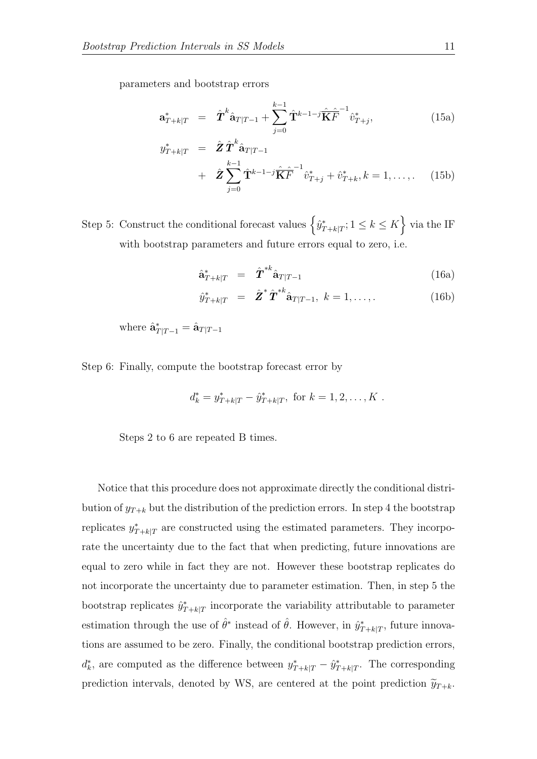parameters and bootstrap errors

$$
\begin{aligned}
\mathbf{a}^*_{T+k|T} &= \hat{\boldsymbol{T}}^k \hat{\mathbf{a}}_{T|T-1} + \sum_{j=0}^{k-1} \hat{\mathbf{T}}^{k-1-j} \hat{\overline{\mathbf{K}}} \hat{\overline{F}}^{-1} \hat{v}^*_{T+j}, && \text{(15a)} \\
y^*_{T+k|T} &= \hat{\boldsymbol{Z}} \hat{\boldsymbol{T}}^k \hat{\mathbf{a}}_{T|T-1} \\
&+ \hat{\boldsymbol{Z}} \sum_{j=0}^{k-1} \hat{\mathbf{T}}^{k-1-j} \hat{\overline{\mathbf{K}}} \hat{\overline{F}}^{-1} \hat{v}^*_{T+j} + \hat{v}^*_{T+k}, k = 1, \ldots, . && \text{(15b)}
\end{aligned}
$$

Step 5: Construct the conditional forecast values $\left\{ \hat{y}^*_{T+k|T}; 1 \leq k \leq K \right\}$ via the IF with bootstrap parameters and future errors equal to zero, i.e.

$$
\begin{aligned}
\hat{\mathbf{a}}^*_{T+k|T} &= \hat{\boldsymbol{T}}^{*k} \hat{\mathbf{a}}_{T|T-1} && \text{(16a)} \\
\hat{y}^*_{T+k|T} &= \hat{\boldsymbol{Z}}^* \hat{\boldsymbol{T}}^{*k} \hat{\mathbf{a}}_{T|T-1}, \; k = 1, \ldots, . && \text{(16b)}
\end{aligned}
$$

where $\hat{\mathbf{a}}^*_{T|T-1} = \hat{\mathbf{a}}_{T|T-1}$

Step 6: Finally, compute the bootstrap forecast error by

$$
d^*_k = y^*_{T+k|T} - \hat{y}^*_{T+k|T}, \text{ for } k = 1, 2, \ldots, K \; .
$$

Steps 2 to 6 are repeated B times.

Notice that this procedure does not approximate directly the conditional distribution of $y_{T+k}$ but the distribution of the prediction errors. In step 4 the bootstrap replicates $y^*_{T+k|T}$ are constructed using the estimated parameters. They incorporate the uncertainty due to the fact that when predicting, future innovations are equal to zero while in fact they are not. However these bootstrap replicates do not incorporate the uncertainty due to parameter estimation. Then, in step 5 the bootstrap replicates $\hat{y}^*_{T+k|T}$ incorporate the variability attributable to parameter estimation through the use of $\hat{\theta}^*$ instead of $\hat{\theta}$. However, in $\hat{y}^*_{T+k|T}$, future innovations are assumed to be zero. Finally, the conditional bootstrap prediction errors, $d^*_k$, are computed as the difference between $y^*_{T+k|T} - \hat{y}^*_{T+k|T}$. The corresponding prediction intervals, denoted by WS, are centered at the point prediction $\widetilde{y}_{T+k}$.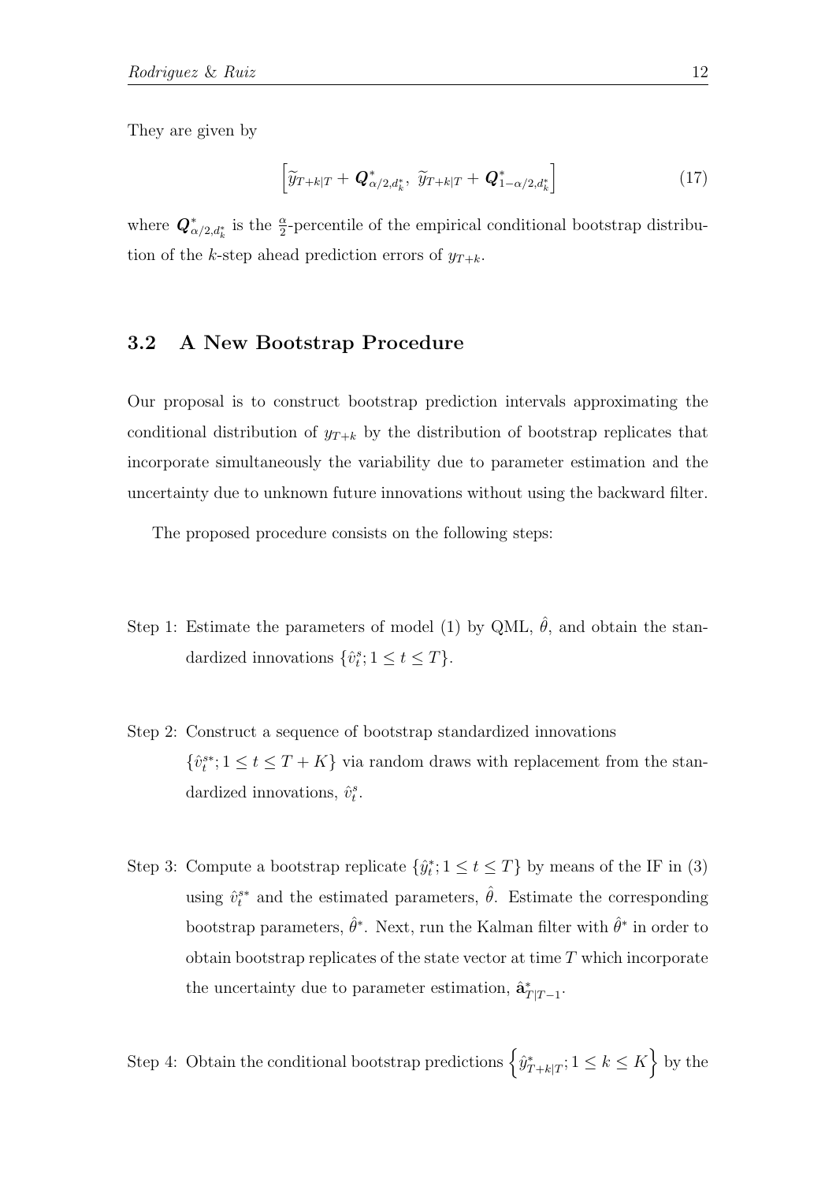They are given by

$$\left[\widetilde{y}_{T+k|T} + \boldsymbol{Q}^*_{\alpha/2,d_k^*},\ \widetilde{y}_{T+k|T} + \boldsymbol{Q}^*_{1-\alpha/2,d_k^*}\right] \tag{17}$$

where $\boldsymbol{Q}^*_{\alpha/2,d_k^*}$ is the $\frac{\alpha}{2}$-percentile of the empirical conditional bootstrap distribution of the $k$-step ahead prediction errors of $y_{T+k}$.

## 3.2 A New Bootstrap Procedure

Our proposal is to construct bootstrap prediction intervals approximating the conditional distribution of $y_{T+k}$ by the distribution of bootstrap replicates that incorporate simultaneously the variability due to parameter estimation and the uncertainty due to unknown future innovations without using the backward filter.

The proposed procedure consists on the following steps:

Step 1: Estimate the parameters of model (1) by QML, $\hat{\theta}$, and obtain the standardized innovations $\{\hat{v}_t^s; 1 \leq t \leq T\}$.

Step 2: Construct a sequence of bootstrap standardized innovations $\{\hat{v}_t^{s*}; 1 \leq t \leq T+K\}$ via random draws with replacement from the standardized innovations, $\hat{v}_t^s$.

Step 3: Compute a bootstrap replicate $\{\hat{y}_t^*; 1 \leq t \leq T\}$ by means of the IF in (3) using $\hat{v}_t^{s*}$ and the estimated parameters, $\hat{\theta}$. Estimate the corresponding bootstrap parameters, $\hat{\theta}^*$. Next, run the Kalman filter with $\hat{\theta}^*$ in order to obtain bootstrap replicates of the state vector at time $T$ which incorporate the uncertainty due to parameter estimation, $\hat{\mathbf{a}}^*_{T|T-1}$.

Step 4: Obtain the conditional bootstrap predictions $\left\{\hat{y}^*_{T+k|T}; 1 \leq k \leq K\right\}$ by the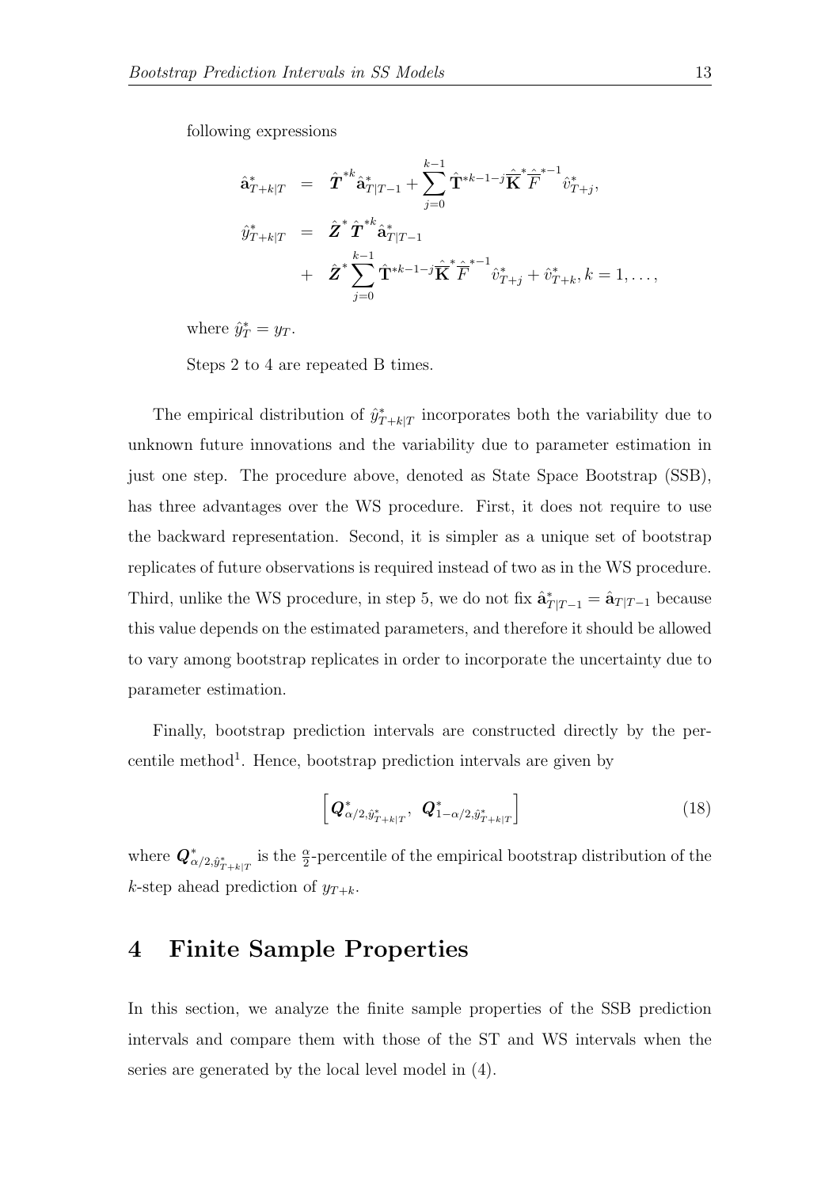following expressions

$$
\begin{aligned}
\hat{\mathbf{a}}^*_{T+k|T} &= \hat{\boldsymbol{T}}^{*k}\hat{\mathbf{a}}^*_{T|T-1} + \sum_{j=0}^{k-1}\hat{\mathbf{T}}^{*k-1-j}\overline{\hat{\mathbf{K}}}^*\overline{\hat{F}}^{*-1}\hat{v}^*_{T+j}, \\
\hat{y}^*_{T+k|T} &= \hat{\boldsymbol{Z}}^*\hat{\boldsymbol{T}}^{*k}\hat{\mathbf{a}}^*_{T|T-1} \\
&+ \hat{\boldsymbol{Z}}^*\sum_{j=0}^{k-1}\hat{\mathbf{T}}^{*k-1-j}\overline{\hat{\mathbf{K}}}^*\overline{\hat{F}}^{*-1}\hat{v}^*_{T+j} + \hat{v}^*_{T+k}, k = 1, \ldots,
\end{aligned}
$$

where $\hat{y}^*_T = y_T$.

Steps 2 to 4 are repeated B times.

The empirical distribution of $\hat{y}^*_{T+k|T}$ incorporates both the variability due to unknown future innovations and the variability due to parameter estimation in just one step. The procedure above, denoted as State Space Bootstrap (SSB), has three advantages over the WS procedure. First, it does not require to use the backward representation. Second, it is simpler as a unique set of bootstrap replicates of future observations is required instead of two as in the WS procedure. Third, unlike the WS procedure, in step 5, we do not fix $\hat{\mathbf{a}}^*_{T|T-1} = \hat{\mathbf{a}}_{T|T-1}$ because this value depends on the estimated parameters, and therefore it should be allowed to vary among bootstrap replicates in order to incorporate the uncertainty due to parameter estimation.

Finally, bootstrap prediction intervals are constructed directly by the percentile method[1]. Hence, bootstrap prediction intervals are given by

$$
\left[\boldsymbol{Q}^*_{\alpha/2,\hat{y}^*_{T+k|T}},\ \ \boldsymbol{Q}^*_{1-\alpha/2,\hat{y}^*_{T+k|T}}\right] \tag{18}
$$

where $\boldsymbol{Q}^*_{\alpha/2,\hat{y}^*_{T+k|T}}$ is the $\frac{\alpha}{2}$-percentile of the empirical bootstrap distribution of the $k$-step ahead prediction of $y_{T+k}$.

# 4 Finite Sample Properties

In this section, we analyze the finite sample properties of the SSB prediction intervals and compare them with those of the ST and WS intervals when the series are generated by the local level model in (4).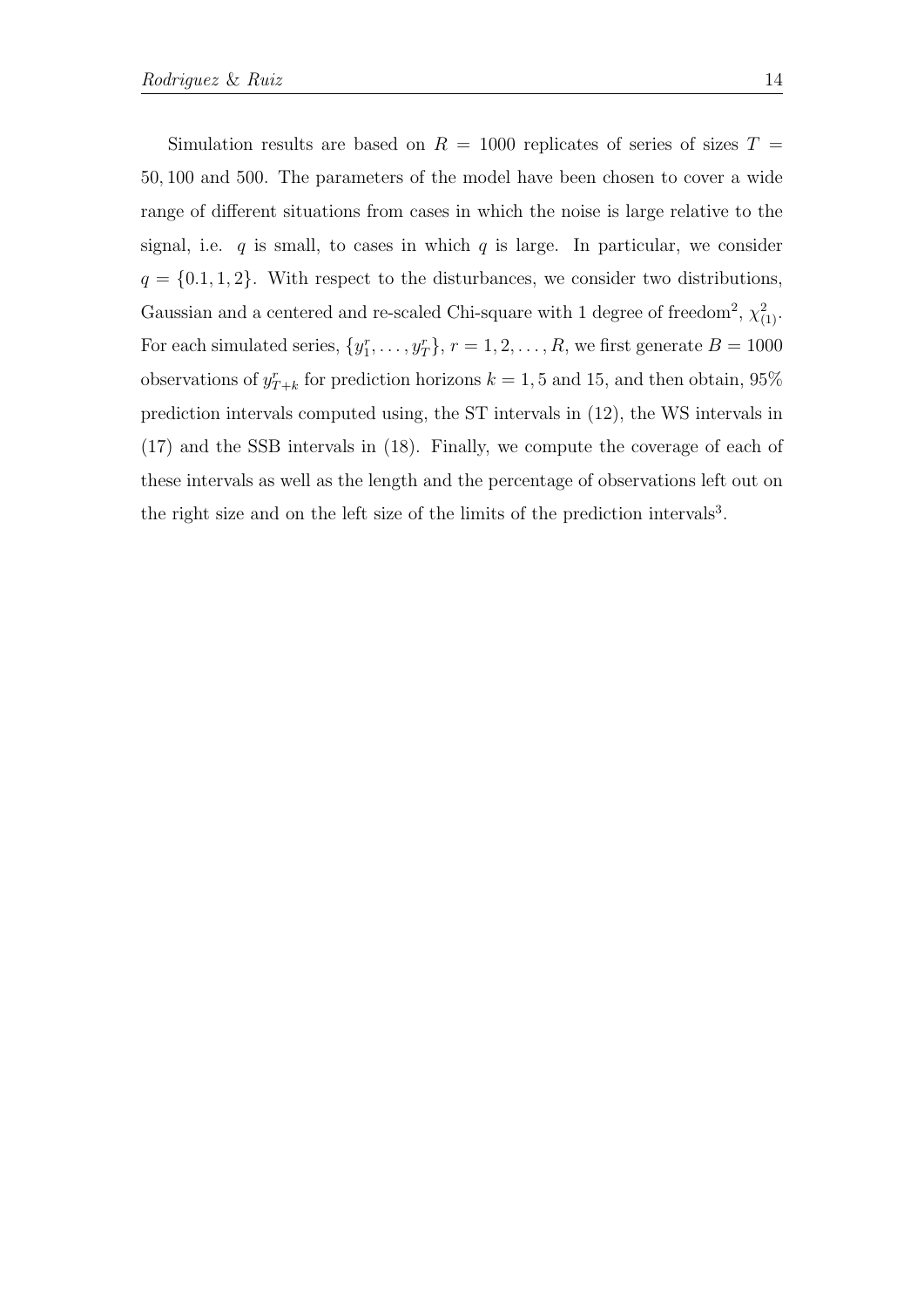Simulation results are based on $R = 1000$ replicates of series of sizes $T = 50, 100$ and $500$. The parameters of the model have been chosen to cover a wide range of different situations from cases in which the noise is large relative to the signal, i.e. $q$ is small, to cases in which $q$ is large. In particular, we consider $q = \{0.1, 1, 2\}$. With respect to the disturbances, we consider two distributions, Gaussian and a centered and re-scaled Chi-square with 1 degree of freedom[2], $\chi^2_{(1)}$. For each simulated series, $\{y^r_1, \ldots, y^r_T\}$, $r = 1, 2, \ldots, R$, we first generate $B = 1000$ observations of $y^r_{T+k}$ for prediction horizons $k = 1, 5$ and $15$, and then obtain, 95% prediction intervals computed using, the ST intervals in (12), the WS intervals in (17) and the SSB intervals in (18). Finally, we compute the coverage of each of these intervals as well as the length and the percentage of observations left out on the right size and on the left size of the limits of the prediction intervals[3].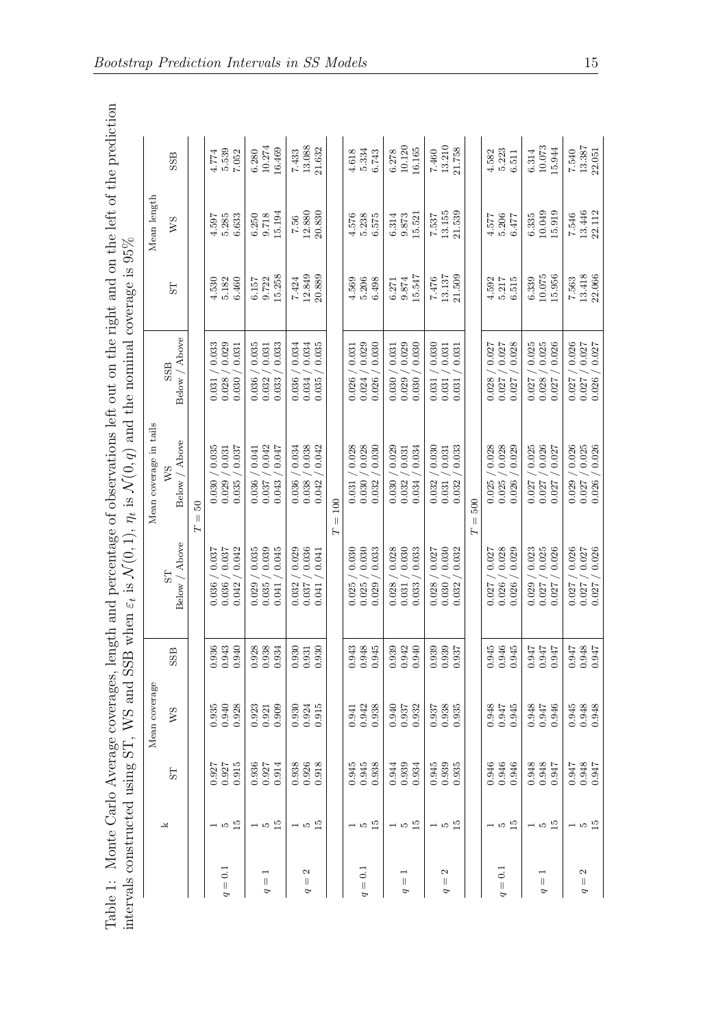Table 1: Monte Carlo Average coverages, length and percentage of observations left out on the right and on the left of the prediction intervals constructed using ST, WS and SSB when $\varepsilon_t$ is $\mathcal{N}(0,1)$, $\eta_t$ is $\mathcal{N}(0,q)$ and the nominal coverage is 95%

| | k | Mean coverage | | | Mean coverage in tails | | | Mean length | | |
|---|---|---|---|---|---|---|---|---|---|---|
| | | ST | WS | SSB | ST Below / Above | WS Below / Above | SSB Below / Above | ST | WS | SSB |
| | | | | | $T = 50$ | | | | | |
| $q = 0.1$ | 1 | 0.927 | 0.935 | 0.936 | 0.036 / 0.037 | 0.030 / 0.035 | 0.031 / 0.033 | 4.530 | 4.597 | 4.774 |
| | 5 | 0.927 | 0.940 | 0.943 | 0.036 / 0.037 | 0.029 / 0.031 | 0.028 / 0.029 | 5.182 | 5.285 | 5.539 |
| | 15 | 0.915 | 0.928 | 0.940 | 0.042 / 0.042 | 0.035 / 0.037 | 0.030 / 0.031 | 6.460 | 6.633 | 7.052 |
| $q = 1$ | 1 | 0.936 | 0.923 | 0.928 | 0.029 / 0.035 | 0.036 / 0.041 | 0.036 / 0.035 | 6.157 | 6.250 | 6.280 |
| | 5 | 0.927 | 0.921 | 0.938 | 0.035 / 0.039 | 0.037 / 0.042 | 0.032 / 0.031 | 9.722 | 9.718 | 10.274 |
| | 15 | 0.914 | 0.909 | 0.934 | 0.041 / 0.045 | 0.043 / 0.047 | 0.033 / 0.033 | 15.258 | 15.194 | 16.469 |
| $q = 2$ | 1 | 0.938 | 0.930 | 0.930 | 0.032 / 0.029 | 0.036 / 0.034 | 0.036 / 0.034 | 7.424 | 7.56 | 7.433 |
| | 5 | 0.926 | 0.924 | 0.931 | 0.037 / 0.036 | 0.038 / 0.038 | 0.034 / 0.034 | 12.849 | 12.880 | 13.088 |
| | 15 | 0.918 | 0.915 | 0.930 | 0.041 / 0.041 | 0.042 / 0.042 | 0.035 / 0.035 | 20.889 | 20.830 | 21.632 |
| | | | | | $T = 100$ | | | | | |
| $q = 0.1$ | 1 | 0.945 | 0.941 | 0.943 | 0.025 / 0.030 | 0.031 / 0.028 | 0.026 / 0.031 | 4.569 | 4.576 | 4.618 |
| | 5 | 0.945 | 0.942 | 0.948 | 0.025 / 0.030 | 0.030 / 0.028 | 0.024 / 0.029 | 5.206 | 5.238 | 5.334 |
| | 15 | 0.938 | 0.938 | 0.945 | 0.029 / 0.033 | 0.032 / 0.030 | 0.026 / 0.030 | 6.498 | 6.575 | 6.743 |
| $q = 1$ | 1 | 0.944 | 0.940 | 0.939 | 0.028 / 0.028 | 0.030 / 0.029 | 0.030 / 0.031 | 6.271 | 6.314 | 6.278 |
| | 5 | 0.939 | 0.937 | 0.942 | 0.031 / 0.030 | 0.032 / 0.031 | 0.029 / 0.029 | 9.874 | 9.873 | 10.120 |
| | 15 | 0.934 | 0.932 | 0.940 | 0.033 / 0.033 | 0.034 / 0.034 | 0.030 / 0.030 | 15.547 | 15.521 | 16.165 |
| $q = 2$ | 1 | 0.945 | 0.937 | 0.939 | 0.028 / 0.027 | 0.032 / 0.030 | 0.031 / 0.030 | 7.476 | 7.537 | 7.460 |
| | 5 | 0.939 | 0.938 | 0.939 | 0.030 / 0.030 | 0.031 / 0.031 | 0.031 / 0.031 | 13.137 | 13.155 | 13.210 |
| | 15 | 0.935 | 0.935 | 0.937 | 0.032 / 0.032 | 0.032 / 0.033 | 0.031 / 0.031 | 21.509 | 21.539 | 21.758 |
| | | | | | $T = 500$ | | | | | |
| $q = 0.1$ | 1 | 0.946 | 0.948 | 0.945 | 0.027 / 0.027 | 0.025 / 0.028 | 0.028 / 0.027 | 4.592 | 4.577 | 4.582 |
| | 5 | 0.946 | 0.947 | 0.946 | 0.026 / 0.028 | 0.025 / 0.028 | 0.027 / 0.027 | 5.217 | 5.206 | 5.223 |
| | 15 | 0.946 | 0.945 | 0.945 | 0.026 / 0.029 | 0.026 / 0.029 | 0.027 / 0.028 | 6.515 | 6.477 | 6.511 |
| $q = 1$ | 1 | 0.948 | 0.948 | 0.947 | 0.029 / 0.023 | 0.027 / 0.025 | 0.027 / 0.025 | 6.339 | 6.335 | 6.314 |
| | 5 | 0.948 | 0.947 | 0.947 | 0.027 / 0.025 | 0.027 / 0.026 | 0.028 / 0.025 | 10.075 | 10.049 | 10.073 |
| | 15 | 0.947 | 0.946 | 0.947 | 0.027 / 0.026 | 0.027 / 0.027 | 0.027 / 0.026 | 15.956 | 15.919 | 15.944 |
| $q = 2$ | 1 | 0.947 | 0.945 | 0.947 | 0.027 / 0.026 | 0.029 / 0.026 | 0.027 / 0.026 | 7.563 | 7.546 | 7.540 |
| | 5 | 0.948 | 0.948 | 0.948 | 0.027 / 0.027 | 0.027 / 0.025 | 0.027 / 0.027 | 13.418 | 13.446 | 13.387 |
| | 15 | 0.947 | 0.948 | 0.947 | 0.027 / 0.026 | 0.026 / 0.026 | 0.026 / 0.027 | 22.066 | 22.112 | 22.051 |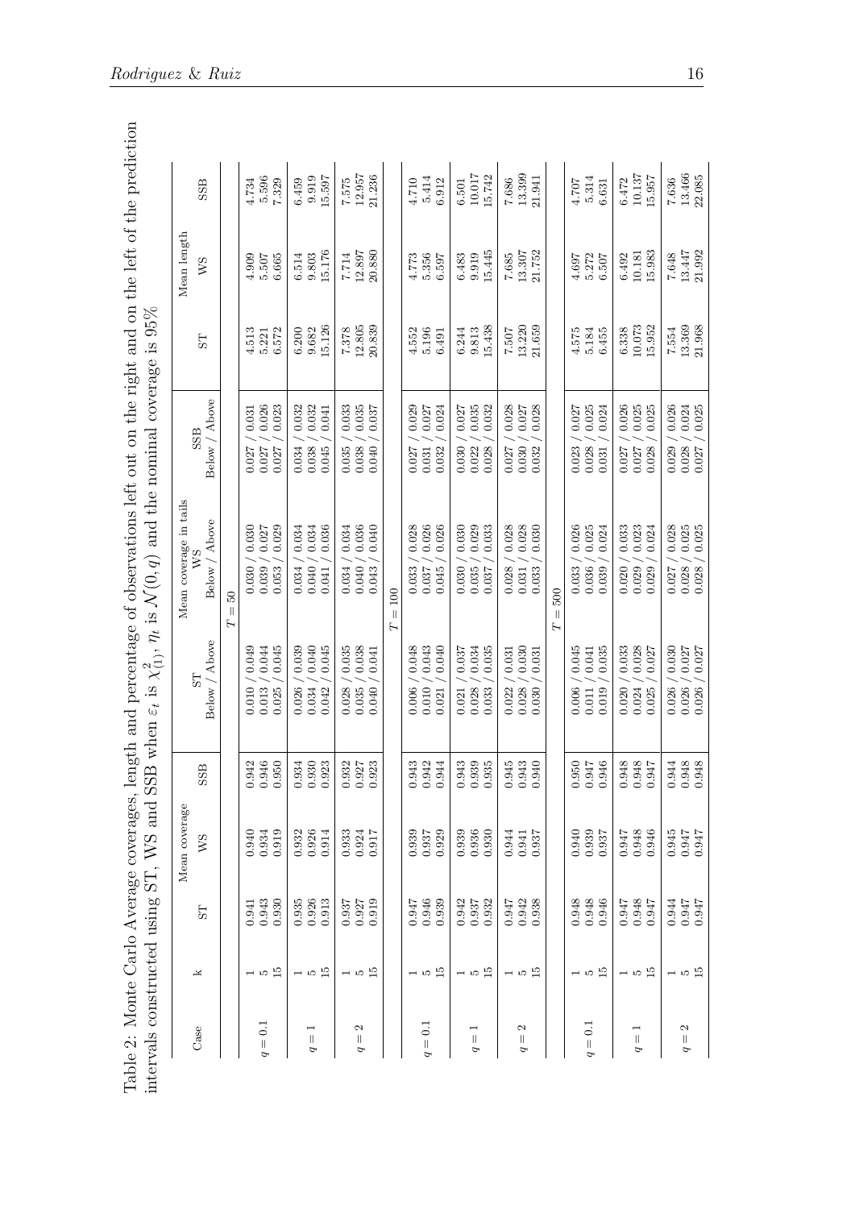Table 2: Monte Carlo Average coverages, length and percentage of observations left out on the right and on the left of the prediction intervals constructed using ST, WS and SSB when $\varepsilon_t$ is $\chi^2_{(1)}$, $\eta_t$ is $\mathcal{N}(0, q)$ and the nominal coverage is 95%

| Case | k | Mean coverage | | | Mean coverage in tails | | | Mean length | | |
|---|---|---|---|---|---|---|---|---|---|---|
| | | ST | WS | SSB | ST<br>Below / Above | WS<br>Below / Above | SSB<br>Below / Above | ST | WS | SSB |
| | | | | | $T = 50$ | | | | | |
| $q = 0.1$ | 1 | 0.941 | 0.940 | 0.942 | 0.010 / 0.049 | 0.030 / 0.030 | 0.027 / 0.031 | 4.513 | 4.909 | 4.734 |
| | 5 | 0.943 | 0.934 | 0.946 | 0.013 / 0.044 | 0.039 / 0.027 | 0.027 / 0.026 | 5.221 | 5.507 | 5.596 |
| | 15 | 0.930 | 0.919 | 0.950 | 0.025 / 0.045 | 0.053 / 0.029 | 0.027 / 0.023 | 6.572 | 6.665 | 7.329 |
| $q = 1$ | 1 | 0.935 | 0.932 | 0.934 | 0.026 / 0.039 | 0.034 / 0.034 | 0.034 / 0.032 | 6.200 | 6.514 | 6.459 |
| | 5 | 0.926 | 0.926 | 0.930 | 0.034 / 0.040 | 0.040 / 0.034 | 0.038 / 0.032 | 9.682 | 9.803 | 9.919 |
| | 15 | 0.913 | 0.914 | 0.923 | 0.042 / 0.045 | 0.041 / 0.036 | 0.045 / 0.041 | 15.126 | 15.176 | 15.597 |
| $q = 2$ | 1 | 0.937 | 0.933 | 0.932 | 0.028 / 0.035 | 0.034 / 0.034 | 0.035 / 0.033 | 7.378 | 7.714 | 7.575 |
| | 5 | 0.927 | 0.924 | 0.927 | 0.035 / 0.038 | 0.040 / 0.036 | 0.038 / 0.035 | 12.805 | 12.897 | 12.957 |
| | 15 | 0.919 | 0.917 | 0.923 | 0.040 / 0.041 | 0.043 / 0.040 | 0.040 / 0.037 | 20.839 | 20.880 | 21.236 |
| | | | | | $T = 100$ | | | | | |
| $q = 0.1$ | 1 | 0.947 | 0.939 | 0.943 | 0.006 / 0.048 | 0.033 / 0.028 | 0.027 / 0.029 | 4.552 | 4.773 | 4.710 |
| | 5 | 0.946 | 0.937 | 0.942 | 0.010 / 0.043 | 0.037 / 0.026 | 0.031 / 0.027 | 5.196 | 5.356 | 5.414 |
| | 15 | 0.939 | 0.929 | 0.944 | 0.021 / 0.040 | 0.045 / 0.026 | 0.032 / 0.024 | 6.491 | 6.597 | 6.912 |
| $q = 1$ | 1 | 0.942 | 0.939 | 0.943 | 0.021 / 0.037 | 0.030 / 0.030 | 0.030 / 0.027 | 6.244 | 6.483 | 6.501 |
| | 5 | 0.937 | 0.936 | 0.939 | 0.028 / 0.034 | 0.035 / 0.029 | 0.022 / 0.035 | 9.813 | 9.919 | 10.017 |
| | 15 | 0.932 | 0.930 | 0.935 | 0.033 / 0.035 | 0.037 / 0.033 | 0.028 / 0.032 | 15.438 | 15.445 | 15.742 |
| $q = 2$ | 1 | 0.947 | 0.944 | 0.945 | 0.022 / 0.031 | 0.028 / 0.028 | 0.027 / 0.028 | 7.507 | 7.685 | 7.686 |
| | 5 | 0.942 | 0.941 | 0.943 | 0.028 / 0.030 | 0.031 / 0.028 | 0.030 / 0.027 | 13.220 | 13.307 | 13.399 |
| | 15 | 0.938 | 0.937 | 0.940 | 0.030 / 0.031 | 0.033 / 0.030 | 0.032 / 0.028 | 21.659 | 21.752 | 21.941 |
| | | | | | $T = 500$ | | | | | |
| $q = 0.1$ | 1 | 0.948 | 0.940 | 0.950 | 0.006 / 0.045 | 0.033 / 0.026 | 0.023 / 0.027 | 4.575 | 4.697 | 4.707 |
| | 5 | 0.948 | 0.939 | 0.947 | 0.011 / 0.041 | 0.036 / 0.025 | 0.028 / 0.025 | 5.184 | 5.272 | 5.314 |
| | 15 | 0.946 | 0.937 | 0.946 | 0.019 / 0.035 | 0.039 / 0.024 | 0.031 / 0.024 | 6.455 | 6.507 | 6.631 |
| $q = 1$ | 1 | 0.947 | 0.947 | 0.948 | 0.020 / 0.033 | 0.020 / 0.033 | 0.027 / 0.026 | 6.338 | 6.492 | 6.472 |
| | 5 | 0.948 | 0.948 | 0.948 | 0.024 / 0.028 | 0.029 / 0.023 | 0.027 / 0.025 | 10.073 | 10.181 | 10.137 |
| | 15 | 0.947 | 0.946 | 0.947 | 0.025 / 0.027 | 0.029 / 0.024 | 0.028 / 0.025 | 15.952 | 15.983 | 15.957 |
| $q = 2$ | 1 | 0.944 | 0.945 | 0.944 | 0.026 / 0.030 | 0.027 / 0.028 | 0.029 / 0.026 | 7.554 | 7.648 | 7.636 |
| | 5 | 0.947 | 0.947 | 0.948 | 0.026 / 0.027 | 0.028 / 0.025 | 0.028 / 0.024 | 13.369 | 13.447 | 13.466 |
| | 15 | 0.947 | 0.947 | 0.948 | 0.026 / 0.027 | 0.028 / 0.025 | 0.027 / 0.025 | 21.968 | 21.992 | 22.085 |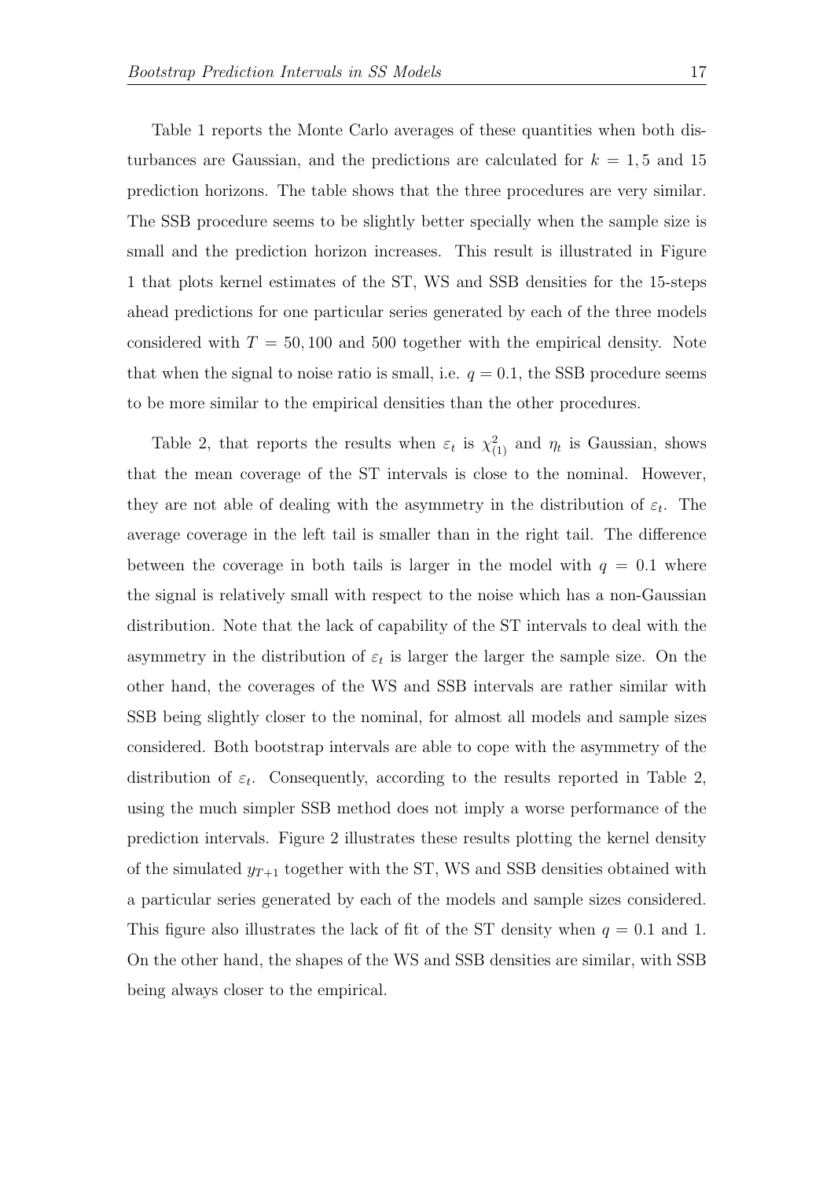Table 1 reports the Monte Carlo averages of these quantities when both disturbances are Gaussian, and the predictions are calculated for $k = 1, 5$ and 15 prediction horizons. The table shows that the three procedures are very similar. The SSB procedure seems to be slightly better specially when the sample size is small and the prediction horizon increases. This result is illustrated in Figure 1 that plots kernel estimates of the ST, WS and SSB densities for the 15-steps ahead predictions for one particular series generated by each of the three models considered with $T = 50, 100$ and 500 together with the empirical density. Note that when the signal to noise ratio is small, i.e. $q = 0.1$, the SSB procedure seems to be more similar to the empirical densities than the other procedures.

Table 2, that reports the results when $\varepsilon_t$ is $\chi^2_{(1)}$ and $\eta_t$ is Gaussian, shows that the mean coverage of the ST intervals is close to the nominal. However, they are not able of dealing with the asymmetry in the distribution of $\varepsilon_t$. The average coverage in the left tail is smaller than in the right tail. The difference between the coverage in both tails is larger in the model with $q = 0.1$ where the signal is relatively small with respect to the noise which has a non-Gaussian distribution. Note that the lack of capability of the ST intervals to deal with the asymmetry in the distribution of $\varepsilon_t$ is larger the larger the sample size. On the other hand, the coverages of the WS and SSB intervals are rather similar with SSB being slightly closer to the nominal, for almost all models and sample sizes considered. Both bootstrap intervals are able to cope with the asymmetry of the distribution of $\varepsilon_t$. Consequently, according to the results reported in Table 2, using the much simpler SSB method does not imply a worse performance of the prediction intervals. Figure 2 illustrates these results plotting the kernel density of the simulated $y_{T+1}$ together with the ST, WS and SSB densities obtained with a particular series generated by each of the models and sample sizes considered. This figure also illustrates the lack of fit of the ST density when $q = 0.1$ and 1. On the other hand, the shapes of the WS and SSB densities are similar, with SSB being always closer to the empirical.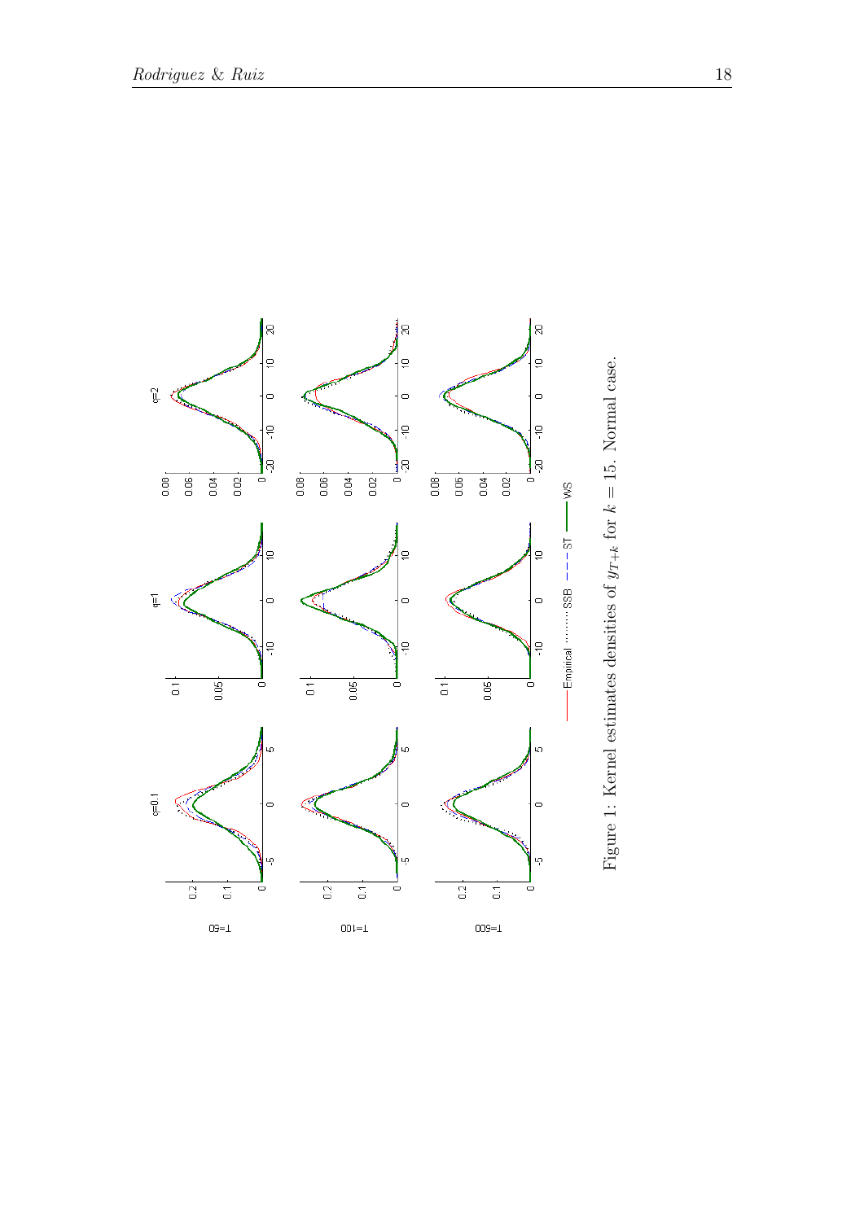Figure 1: Kernel estimates densities of $y_{T+k}$ for $k = 15$. Normal case.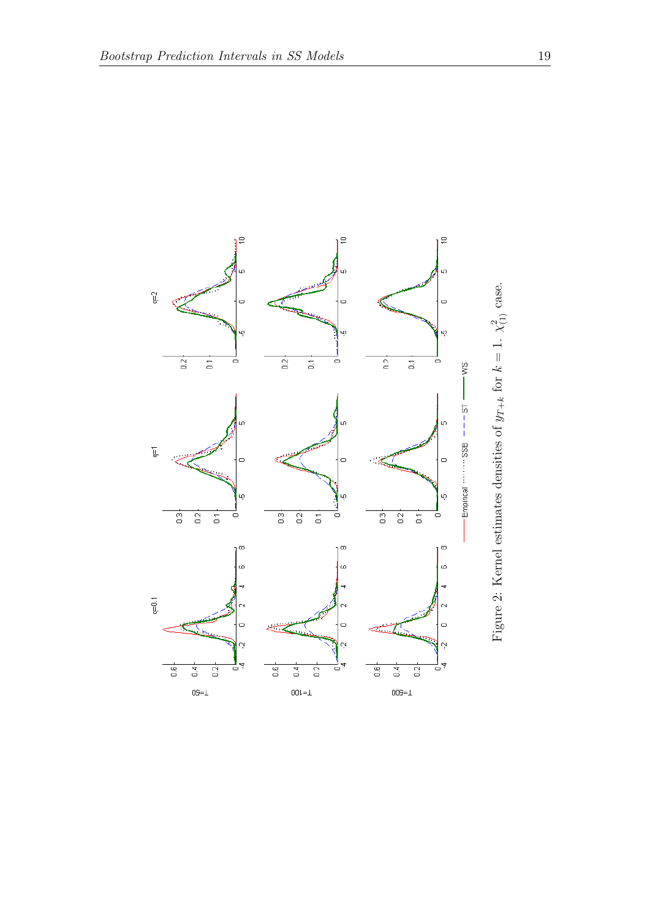Figure 2: Kernel estimates densities of $y_{T+k}$ for $k = 1$. $\chi^2_{(1)}$ case.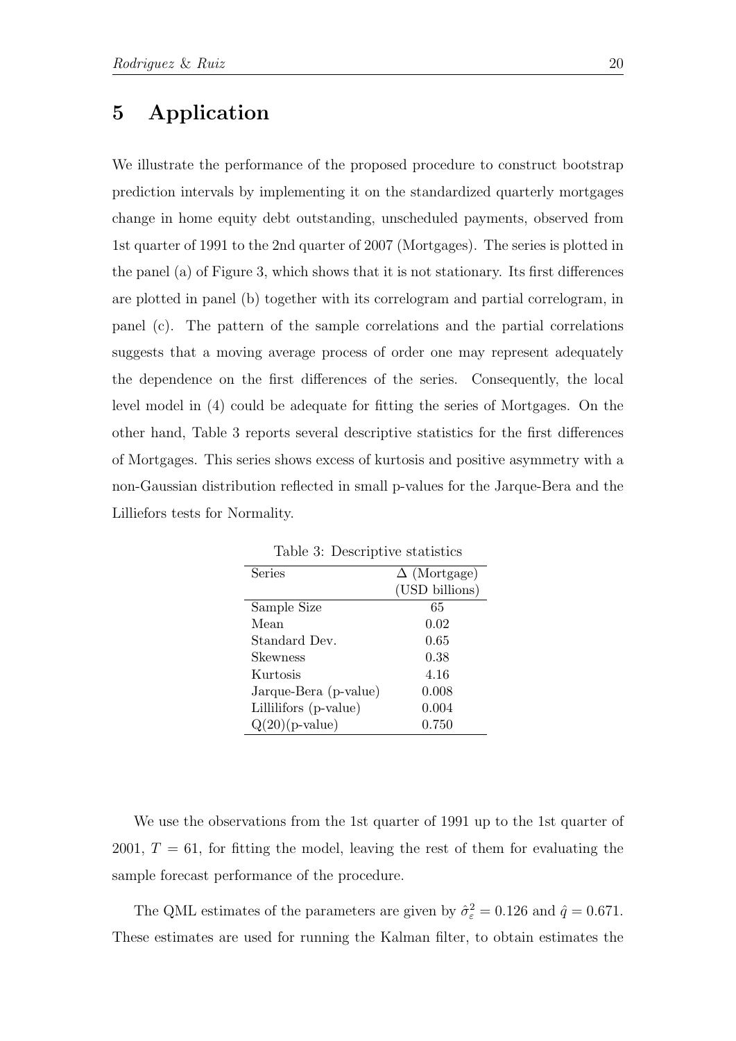## 5 Application

We illustrate the performance of the proposed procedure to construct bootstrap prediction intervals by implementing it on the standardized quarterly mortgages change in home equity debt outstanding, unscheduled payments, observed from 1st quarter of 1991 to the 2nd quarter of 2007 (Mortgages). The series is plotted in the panel (a) of Figure 3, which shows that it is not stationary. Its first differences are plotted in panel (b) together with its correlogram and partial correlogram, in panel (c). The pattern of the sample correlations and the partial correlations suggests that a moving average process of order one may represent adequately the dependence on the first differences of the series. Consequently, the local level model in (4) could be adequate for fitting the series of Mortgages. On the other hand, Table 3 reports several descriptive statistics for the first differences of Mortgages. This series shows excess of kurtosis and positive asymmetry with a non-Gaussian distribution reflected in small p-values for the Jarque-Bera and the Lilliefors tests for Normality.

Table 3: Descriptive statistics

| Series | $\Delta$ (Mortgage) (USD billions) |
|---|---|
| Sample Size | 65 |
| Mean | 0.02 |
| Standard Dev. | 0.65 |
| Skewness | 0.38 |
| Kurtosis | 4.16 |
| Jarque-Bera (p-value) | 0.008 |
| Lillilifors (p-value) | 0.004 |
| Q(20)(p-value) | 0.750 |

We use the observations from the 1st quarter of 1991 up to the 1st quarter of 2001, $T = 61$, for fitting the model, leaving the rest of them for evaluating the sample forecast performance of the procedure.

The QML estimates of the parameters are given by $\hat{\sigma}_{\varepsilon}^2 = 0.126$ and $\hat{q} = 0.671$. These estimates are used for running the Kalman filter, to obtain estimates the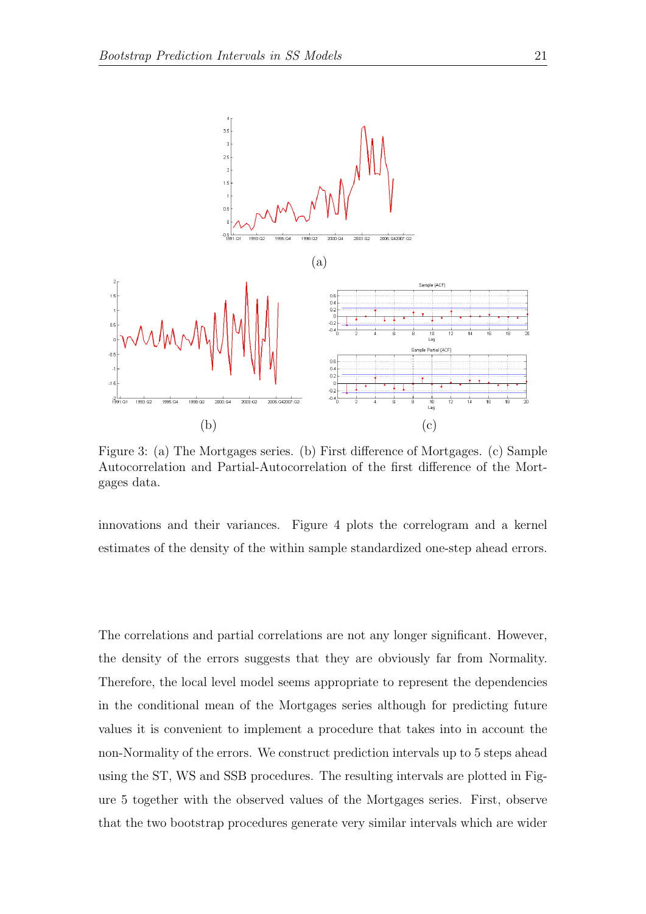Figure 3: (a) The Mortgages series. (b) First difference of Mortgages. (c) Sample Autocorrelation and Partial-Autocorrelation of the first difference of the Mortgages data.

innovations and their variances. Figure 4 plots the correlogram and a kernel estimates of the density of the within sample standardized one-step ahead errors.

The correlations and partial correlations are not any longer significant. However, the density of the errors suggests that they are obviously far from Normality. Therefore, the local level model seems appropriate to represent the dependencies in the conditional mean of the Mortgages series although for predicting future values it is convenient to implement a procedure that takes into in account the non-Normality of the errors. We construct prediction intervals up to 5 steps ahead using the ST, WS and SSB procedures. The resulting intervals are plotted in Figure 5 together with the observed values of the Mortgages series. First, observe that the two bootstrap procedures generate very similar intervals which are wider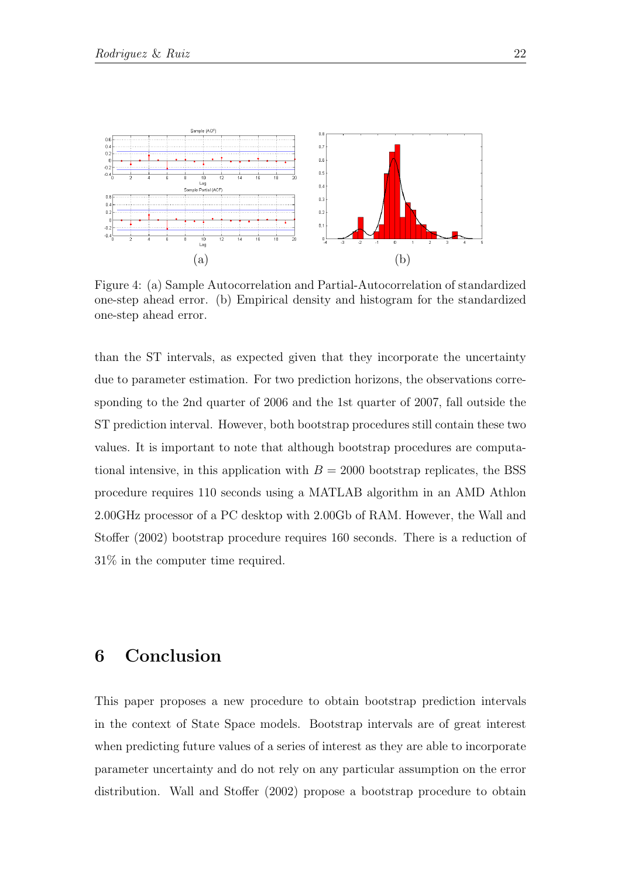Figure 4: (a) Sample Autocorrelation and Partial-Autocorrelation of standardized one-step ahead error. (b) Empirical density and histogram for the standardized one-step ahead error.

than the ST intervals, as expected given that they incorporate the uncertainty due to parameter estimation. For two prediction horizons, the observations corresponding to the 2nd quarter of 2006 and the 1st quarter of 2007, fall outside the ST prediction interval. However, both bootstrap procedures still contain these two values. It is important to note that although bootstrap procedures are computational intensive, in this application with $B = 2000$ bootstrap replicates, the BSS procedure requires 110 seconds using a MATLAB algorithm in an AMD Athlon 2.00GHz processor of a PC desktop with 2.00Gb of RAM. However, the Wall and Stoffer (2002) bootstrap procedure requires 160 seconds. There is a reduction of 31% in the computer time required.

# 6 Conclusion

This paper proposes a new procedure to obtain bootstrap prediction intervals in the context of State Space models. Bootstrap intervals are of great interest when predicting future values of a series of interest as they are able to incorporate parameter uncertainty and do not rely on any particular assumption on the error distribution. Wall and Stoffer (2002) propose a bootstrap procedure to obtain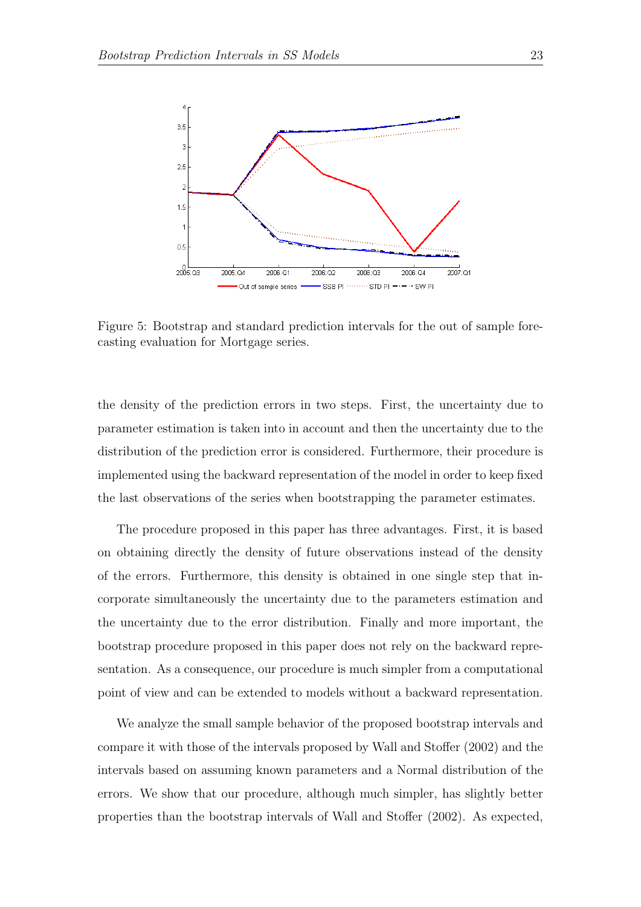Figure 5: Bootstrap and standard prediction intervals for the out of sample forecasting evaluation for Mortgage series.

the density of the prediction errors in two steps. First, the uncertainty due to parameter estimation is taken into in account and then the uncertainty due to the distribution of the prediction error is considered. Furthermore, their procedure is implemented using the backward representation of the model in order to keep fixed the last observations of the series when bootstrapping the parameter estimates.

The procedure proposed in this paper has three advantages. First, it is based on obtaining directly the density of future observations instead of the density of the errors. Furthermore, this density is obtained in one single step that incorporate simultaneously the uncertainty due to the parameters estimation and the uncertainty due to the error distribution. Finally and more important, the bootstrap procedure proposed in this paper does not rely on the backward representation. As a consequence, our procedure is much simpler from a computational point of view and can be extended to models without a backward representation.

We analyze the small sample behavior of the proposed bootstrap intervals and compare it with those of the intervals proposed by Wall and Stoffer (2002) and the intervals based on assuming known parameters and a Normal distribution of the errors. We show that our procedure, although much simpler, has slightly better properties than the bootstrap intervals of Wall and Stoffer (2002). As expected,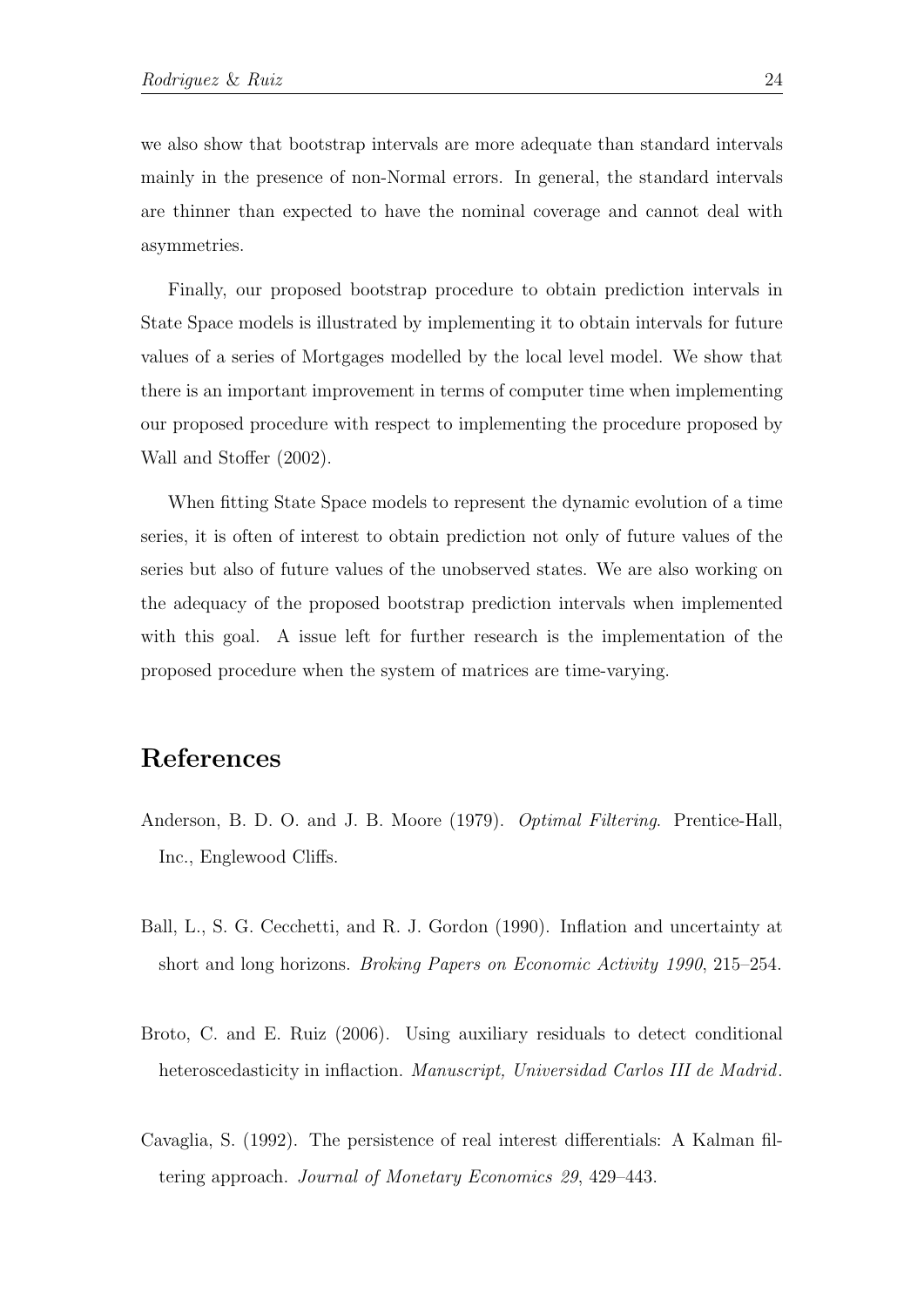we also show that bootstrap intervals are more adequate than standard intervals mainly in the presence of non-Normal errors. In general, the standard intervals are thinner than expected to have the nominal coverage and cannot deal with asymmetries.

Finally, our proposed bootstrap procedure to obtain prediction intervals in State Space models is illustrated by implementing it to obtain intervals for future values of a series of Mortgages modelled by the local level model. We show that there is an important improvement in terms of computer time when implementing our proposed procedure with respect to implementing the procedure proposed by Wall and Stoffer (2002).

When fitting State Space models to represent the dynamic evolution of a time series, it is often of interest to obtain prediction not only of future values of the series but also of future values of the unobserved states. We are also working on the adequacy of the proposed bootstrap prediction intervals when implemented with this goal. A issue left for further research is the implementation of the proposed procedure when the system of matrices are time-varying.

# References

Anderson, B. D. O. and J. B. Moore (1979). *Optimal Filtering*. Prentice-Hall, Inc., Englewood Cliffs.

Ball, L., S. G. Cecchetti, and R. J. Gordon (1990). Inflation and uncertainty at short and long horizons. *Broking Papers on Economic Activity 1990*, 215–254.

Broto, C. and E. Ruiz (2006). Using auxiliary residuals to detect conditional heteroscedasticity in inflaction. *Manuscript, Universidad Carlos III de Madrid*.

Cavaglia, S. (1992). The persistence of real interest differentials: A Kalman filtering approach. *Journal of Monetary Economics 29*, 429–443.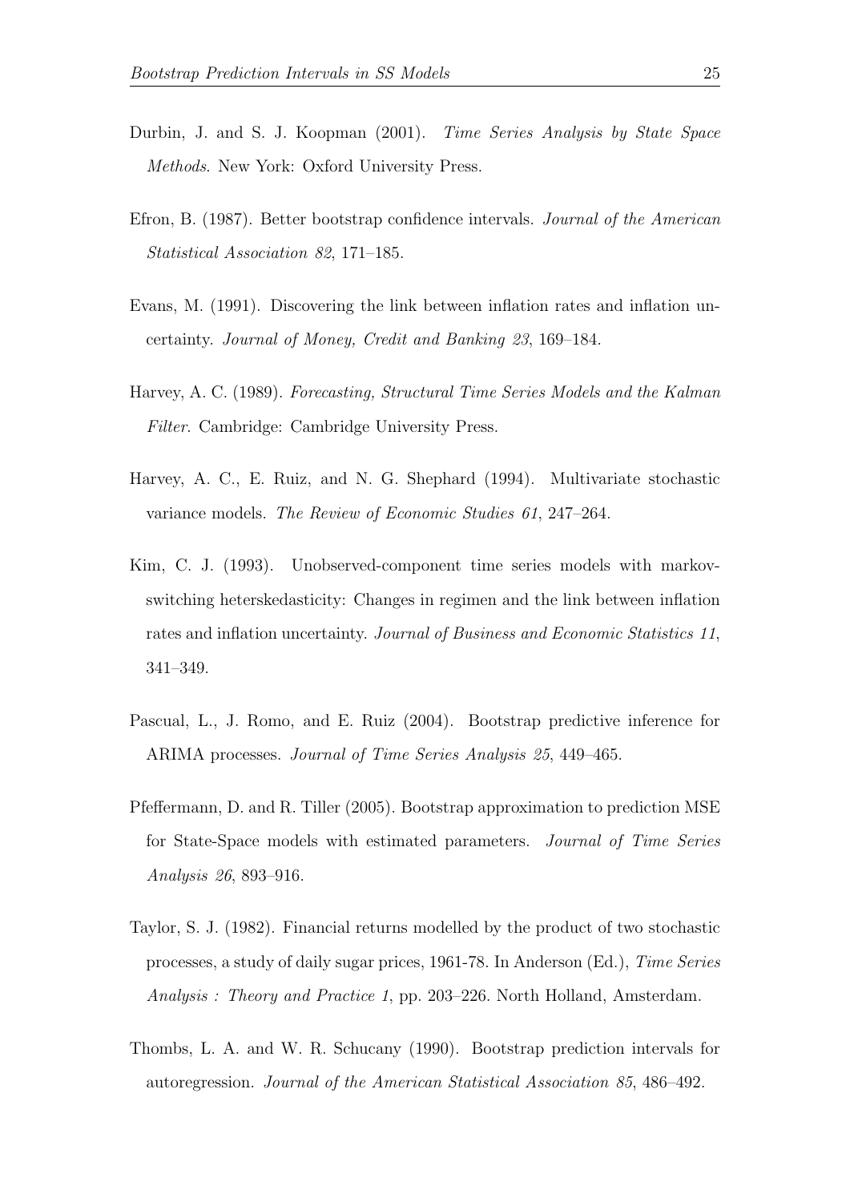Durbin, J. and S. J. Koopman (2001). *Time Series Analysis by State Space Methods*. New York: Oxford University Press.

Efron, B. (1987). Better bootstrap confidence intervals. *Journal of the American Statistical Association 82*, 171–185.

Evans, M. (1991). Discovering the link between inflation rates and inflation uncertainty. *Journal of Money, Credit and Banking 23*, 169–184.

Harvey, A. C. (1989). *Forecasting, Structural Time Series Models and the Kalman Filter*. Cambridge: Cambridge University Press.

Harvey, A. C., E. Ruiz, and N. G. Shephard (1994). Multivariate stochastic variance models. *The Review of Economic Studies 61*, 247–264.

Kim, C. J. (1993). Unobserved-component time series models with markov-switching heterskedasticity: Changes in regimen and the link between inflation rates and inflation uncertainty. *Journal of Business and Economic Statistics 11*, 341–349.

Pascual, L., J. Romo, and E. Ruiz (2004). Bootstrap predictive inference for ARIMA processes. *Journal of Time Series Analysis 25*, 449–465.

Pfeffermann, D. and R. Tiller (2005). Bootstrap approximation to prediction MSE for State-Space models with estimated parameters. *Journal of Time Series Analysis 26*, 893–916.

Taylor, S. J. (1982). Financial returns modelled by the product of two stochastic processes, a study of daily sugar prices, 1961-78. In Anderson (Ed.), *Time Series Analysis : Theory and Practice 1*, pp. 203–226. North Holland, Amsterdam.

Thombs, L. A. and W. R. Schucany (1990). Bootstrap prediction intervals for autoregression. *Journal of the American Statistical Association 85*, 486–492.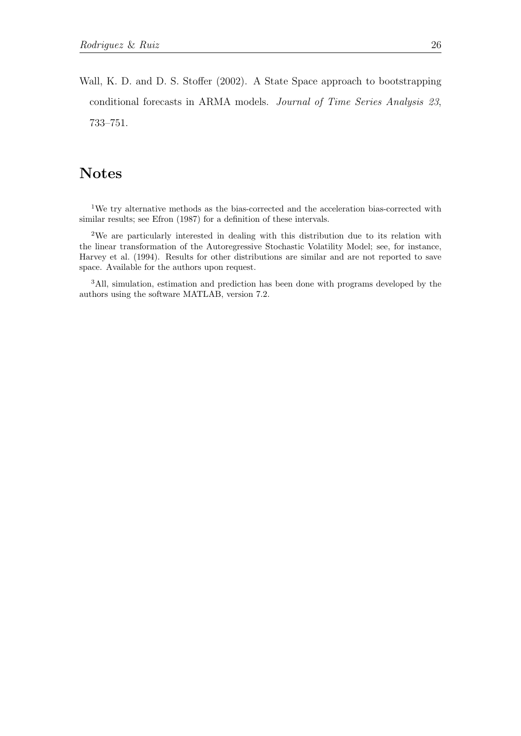Wall, K. D. and D. S. Stoffer (2002). A State Space approach to bootstrapping conditional forecasts in ARMA models. *Journal of Time Series Analysis 23*, 733–751.

# Notes

[1]We try alternative methods as the bias-corrected and the acceleration bias-corrected with similar results; see Efron (1987) for a definition of these intervals.

[2]We are particularly interested in dealing with this distribution due to its relation with the linear transformation of the Autoregressive Stochastic Volatility Model; see, for instance, Harvey et al. (1994). Results for other distributions are similar and are not reported to save space. Available for the authors upon request.

[3]All, simulation, estimation and prediction has been done with programs developed by the authors using the software MATLAB, version 7.2.